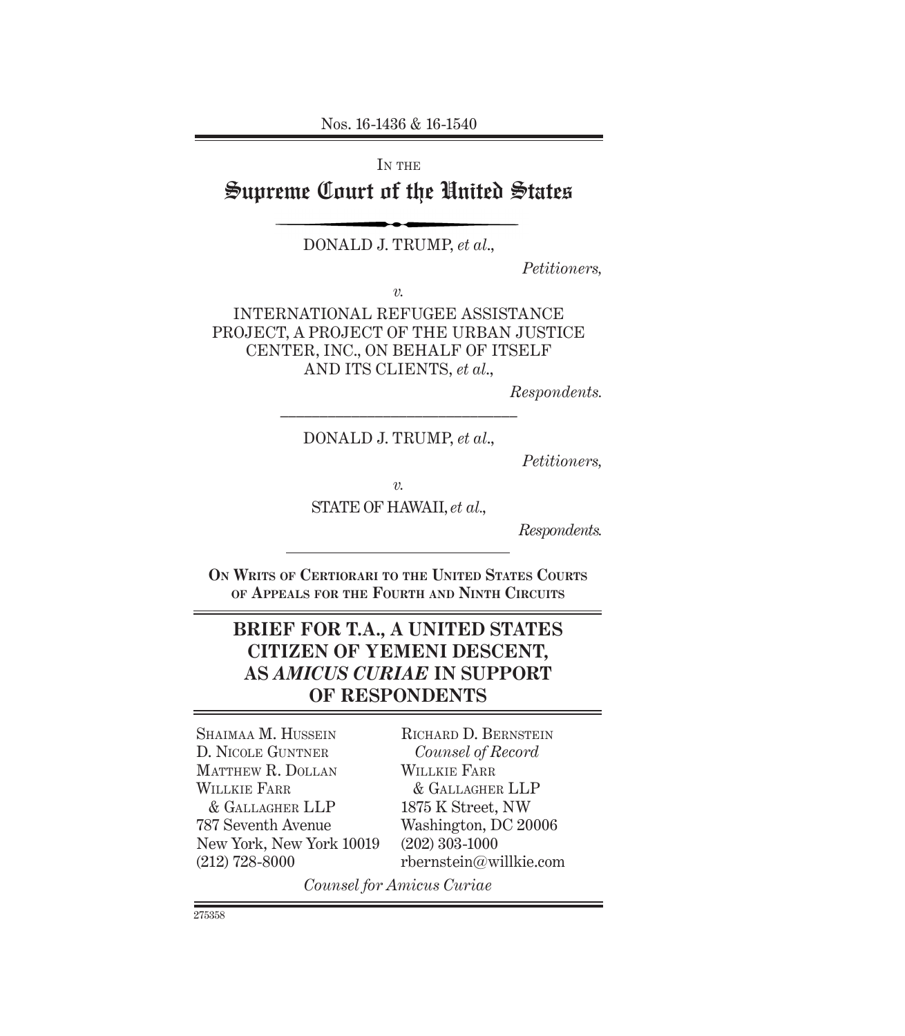Nos. 16-1436 & 16-1540

IN THE

# Supreme Court of the United States

DONALD J. TRUMP, *et al.*,

*Petitioners,*

*v.*

INTERNATIONAL REFUGEE ASSISTANCE PROJECT, A PROJECT OF THE URBAN JUSTICE CENTER, INC., ON BEHALF OF ITSELF AND ITS CLIENTS, *et al.*,

*Respondents.*

---

DONALD J. TRUMP, *et al.*,

*Petitioners,*

*v.*

STATE OF HAWAII, *et al.*,

*Respondents.*

---

**ON WRITS OF CERTIORARI TO THE UNITED STATES COURTS OF APPEALS FOR THE FOURTH AND NINTH CIRCUITS**

## BRIEF FOR T.A., A UNITED STATES CITIZEN OF YEMENI DESCENT, AS *AMICUS CURIAE* IN SUPPORT OF RESPONDENTS

SHAIMAA M. HUSSEIN
D. NICOLE GUNTNER
MATTHEW R. DOLLAN
WILLKIE FARR & GALLAGHER LLP
787 Seventh Avenue
New York, New York 10019
(212) 728-8000

RICHARD D. BERNSTEIN
*Counsel of Record*
WILLKIE FARR & GALLAGHER LLP
1875 K Street, NW
Washington, DC 20006
(202) 303-1000
rbernstein@willkie.com

*Counsel for Amicus Curiae*

275358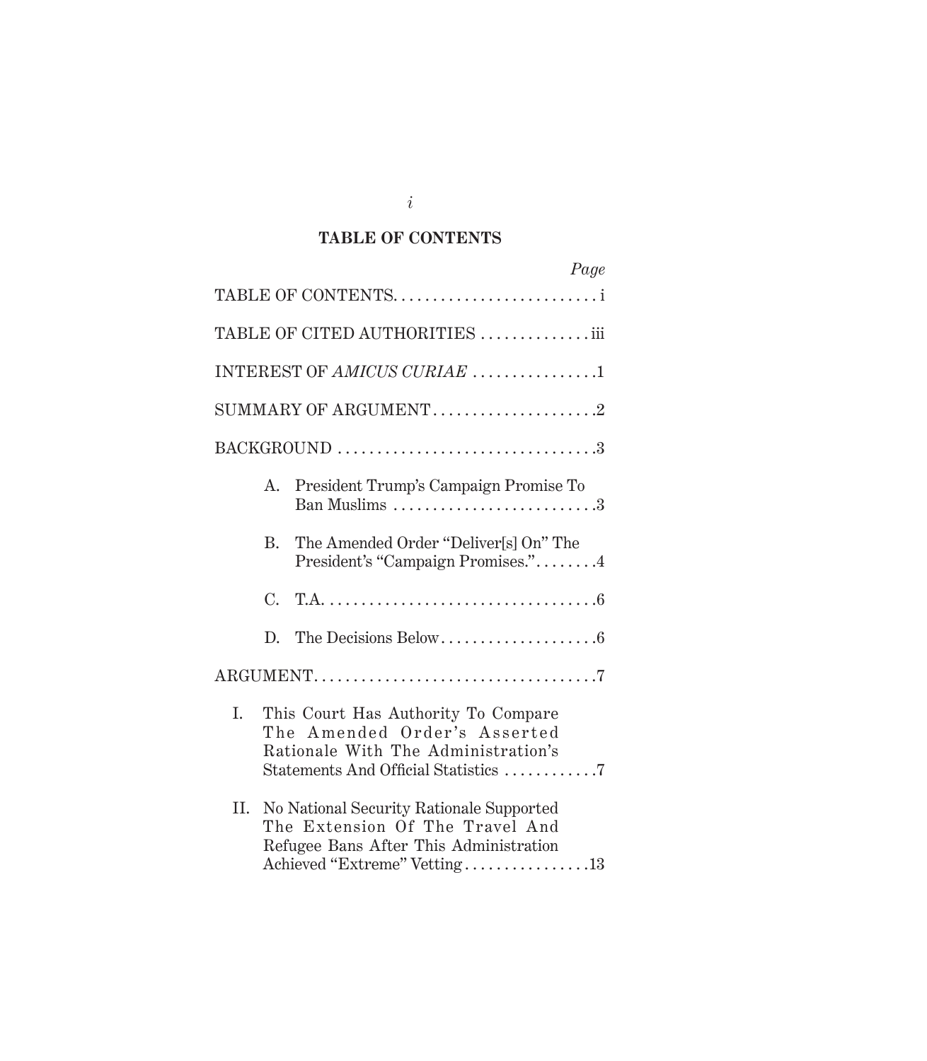## TABLE OF CONTENTS

| | Page |
|---|---|
| TABLE OF CONTENTS | i |
| TABLE OF CITED AUTHORITIES | iii |
| INTEREST OF *AMICUS CURIAE* | 1 |
| SUMMARY OF ARGUMENT | 2 |
| BACKGROUND | 3 |
| A. President Trump's Campaign Promise To Ban Muslims | 3 |
| B. The Amended Order "Deliver[s] On" The President's "Campaign Promises." | 4 |
| C. T.A. | 6 |
| D. The Decisions Below | 6 |
| ARGUMENT | 7 |
| I. This Court Has Authority To Compare The Amended Order's Asserted Rationale With The Administration's Statements And Official Statistics | 7 |
| II. No National Security Rationale Supported The Extension Of The Travel And Refugee Bans After This Administration Achieved "Extreme" Vetting | 13 |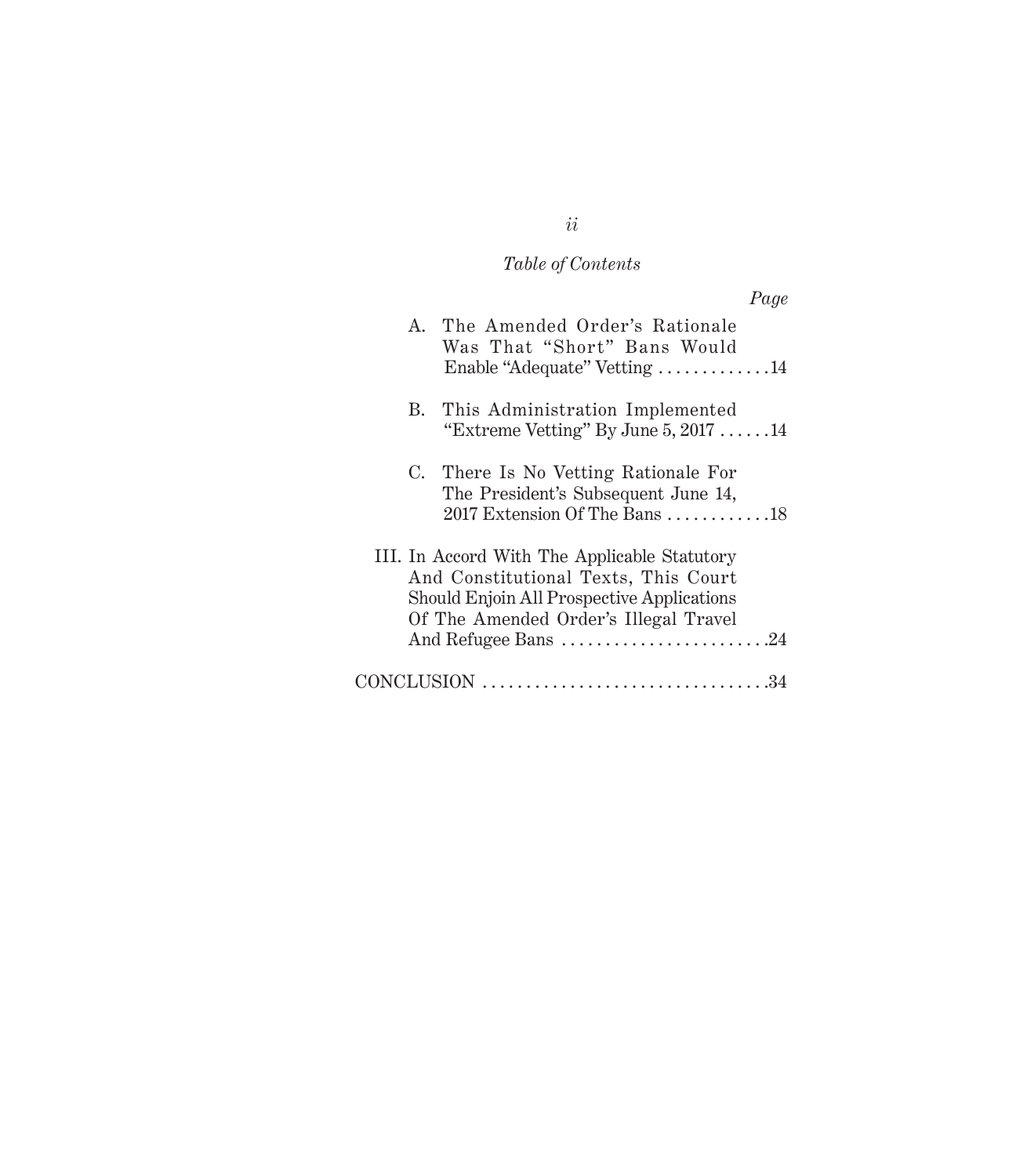*Table of Contents*

*Page*

A. The Amended Order's Rationale Was That "Short" Bans Would Enable "Adequate" Vetting . . . . . . . . . . . . .14

B. This Administration Implemented "Extreme Vetting" By June 5, 2017 . . . . . .14

C. There Is No Vetting Rationale For The President's Subsequent June 14, 2017 Extension Of The Bans . . . . . . . . . . . .18

III. In Accord With The Applicable Statutory And Constitutional Texts, This Court Should Enjoin All Prospective Applications Of The Amended Order's Illegal Travel And Refugee Bans . . . . . . . . . . . . . . . . . . . . . . . .24

CONCLUSION . . . . . . . . . . . . . . . . . . . . . . . . . . . . . . . . .34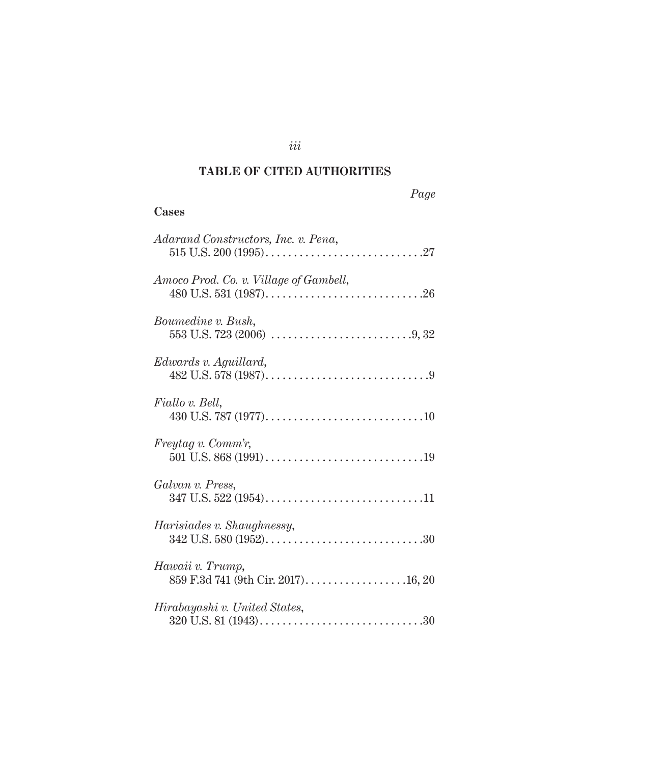## TABLE OF CITED AUTHORITIES

*Page*

**Cases**

*Adarand Constructors, Inc. v. Pena*,
515 U.S. 200 (1995) . . . . . . . . . . . . . . . . . . . . . . . . . . . .27

*Amoco Prod. Co. v. Village of Gambell*,
480 U.S. 531 (1987) . . . . . . . . . . . . . . . . . . . . . . . . . . . .26

*Boumedine v. Bush*,
553 U.S. 723 (2006) . . . . . . . . . . . . . . . . . . . . . . . . .9, 32

*Edwards v. Aguillard*,
482 U.S. 578 (1987) . . . . . . . . . . . . . . . . . . . . . . . . . . . . .9

*Fiallo v. Bell*,
430 U.S. 787 (1977) . . . . . . . . . . . . . . . . . . . . . . . . . . . .10

*Freytag v. Comm'r*,
501 U.S. 868 (1991) . . . . . . . . . . . . . . . . . . . . . . . . . . . .19

*Galvan v. Press*,
347 U.S. 522 (1954) . . . . . . . . . . . . . . . . . . . . . . . . . . . .11

*Harisiades v. Shaughnessy*,
342 U.S. 580 (1952) . . . . . . . . . . . . . . . . . . . . . . . . . . . .30

*Hawaii v. Trump*,
859 F.3d 741 (9th Cir. 2017) . . . . . . . . . . . . . . . . . . .16, 20

*Hirabayashi v. United States*,
320 U.S. 81 (1943) . . . . . . . . . . . . . . . . . . . . . . . . . . . . .30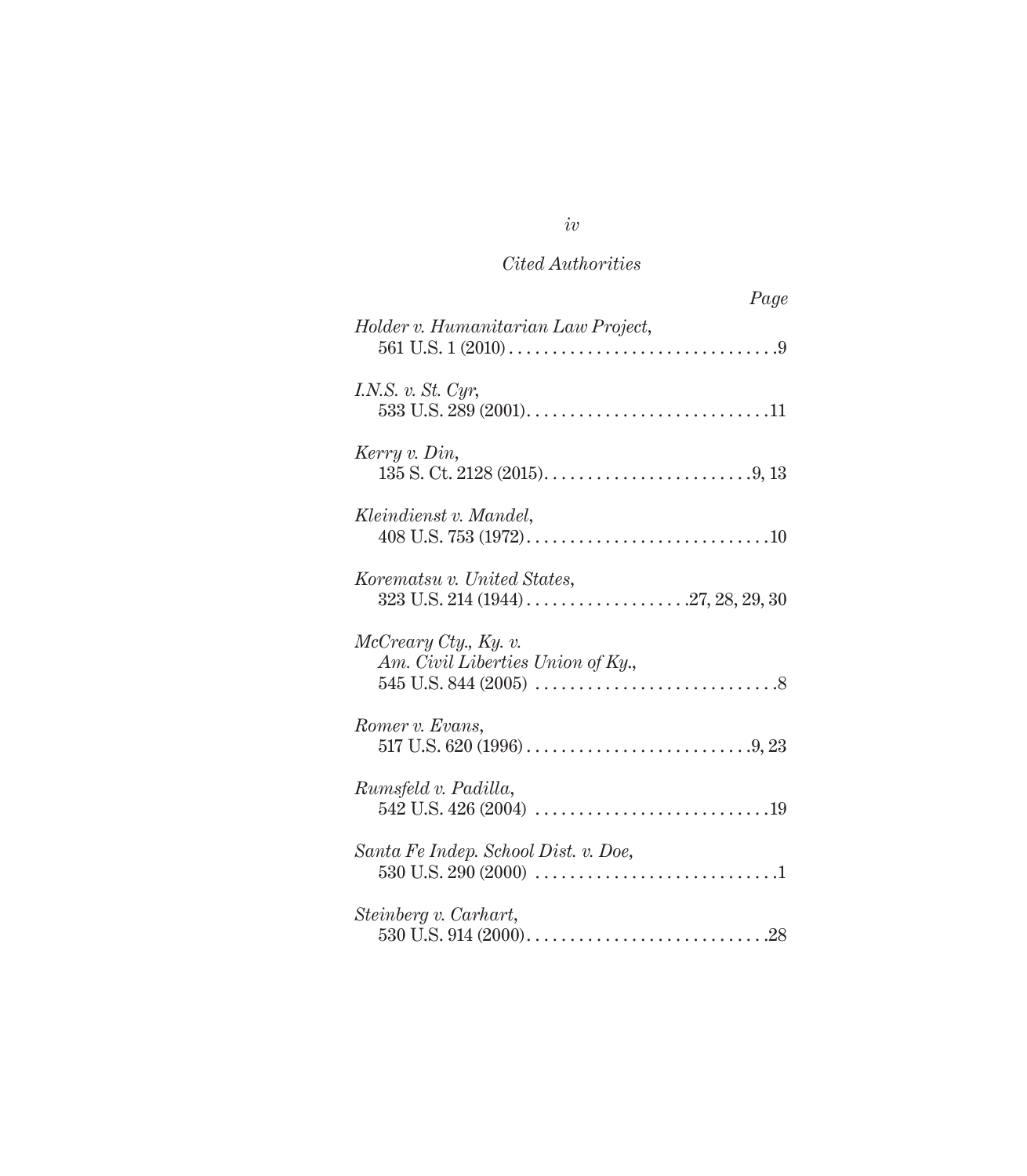*Cited Authorities*

*Page*

*Holder v. Humanitarian Law Project*,
561 U.S. 1 (2010) . . . . . . . . . . . . . . . . . . . . . . . . . . . . . . .9

*I.N.S. v. St. Cyr*,
533 U.S. 289 (2001). . . . . . . . . . . . . . . . . . . . . . . . . . . .11

*Kerry v. Din*,
135 S. Ct. 2128 (2015). . . . . . . . . . . . . . . . . . . . . . . . .9, 13

*Kleindienst v. Mandel*,
408 U.S. 753 (1972) . . . . . . . . . . . . . . . . . . . . . . . . . . . .10

*Korematsu v. United States*,
323 U.S. 214 (1944) . . . . . . . . . . . . . . . . . . .27, 28, 29, 30

*McCreary Cty., Ky. v. Am. Civil Liberties Union of Ky.*,
545 U.S. 844 (2005) . . . . . . . . . . . . . . . . . . . . . . . . . . . .8

*Romer v. Evans*,
517 U.S. 620 (1996) . . . . . . . . . . . . . . . . . . . . . . . . . .9, 23

*Rumsfeld v. Padilla*,
542 U.S. 426 (2004) . . . . . . . . . . . . . . . . . . . . . . . . . . .19

*Santa Fe Indep. School Dist. v. Doe*,
530 U.S. 290 (2000) . . . . . . . . . . . . . . . . . . . . . . . . . . . .1

*Steinberg v. Carhart*,
530 U.S. 914 (2000). . . . . . . . . . . . . . . . . . . . . . . . . . . .28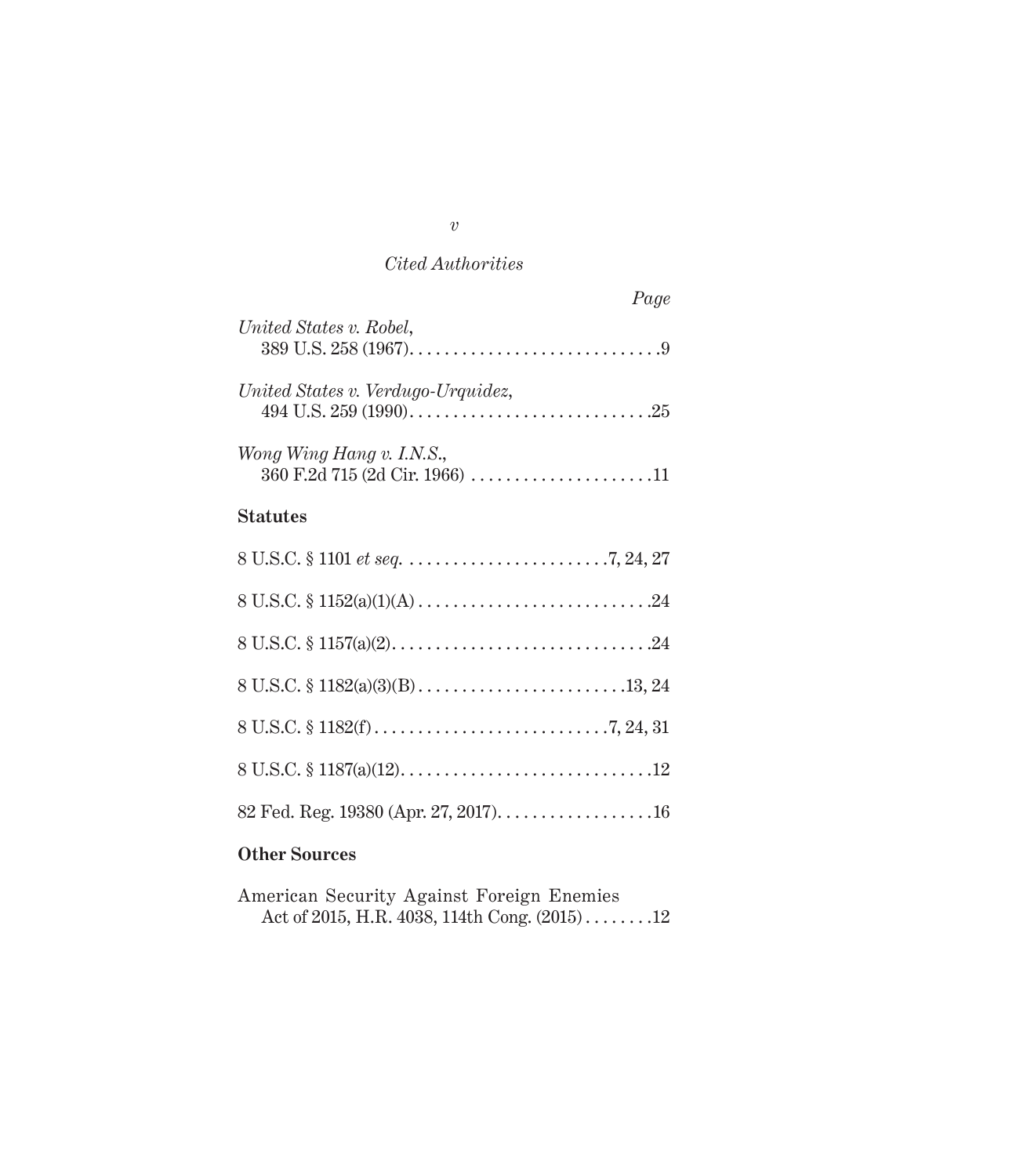*Cited Authorities*

| | Page |
|---|---|
| *United States v. Robel*, 389 U.S. 258 (1967) | 9 |
| *United States v. Verdugo-Urquidez*, 494 U.S. 259 (1990) | 25 |
| *Wong Wing Hang v. I.N.S.*, 360 F.2d 715 (2d Cir. 1966) | 11 |

**Statutes**

| | |
|---|---|
| 8 U.S.C. § 1101 *et seq.* | 7, 24, 27 |
| 8 U.S.C. § 1152(a)(1)(A) | 24 |
| 8 U.S.C. § 1157(a)(2) | 24 |
| 8 U.S.C. § 1182(a)(3)(B) | 13, 24 |
| 8 U.S.C. § 1182(f) | 7, 24, 31 |
| 8 U.S.C. § 1187(a)(12) | 12 |
| 82 Fed. Reg. 19380 (Apr. 27, 2017) | 16 |

**Other Sources**

| | |
|---|---|
| American Security Against Foreign Enemies Act of 2015, H.R. 4038, 114th Cong. (2015) | 12 |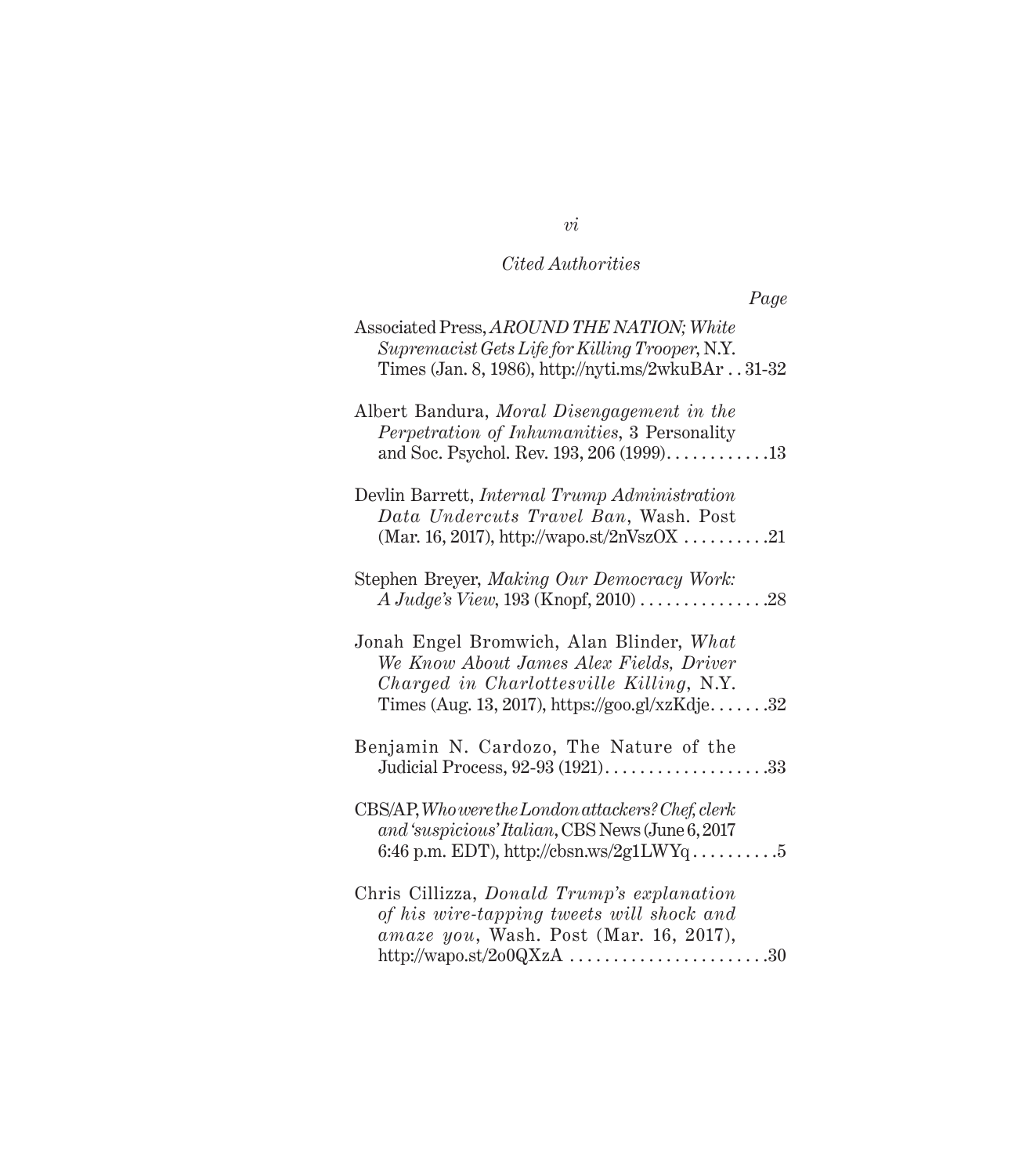*Cited Authorities*

*Page*

Associated Press, *AROUND THE NATION; White Supremacist Gets Life for Killing Trooper*, N.Y. Times (Jan. 8, 1986), http://nyti.ms/2wkuBAr . . 31-32

Albert Bandura, *Moral Disengagement in the Perpetration of Inhumanities*, 3 Personality and Soc. Psychol. Rev. 193, 206 (1999). . . . . . . . . . . .13

Devlin Barrett, *Internal Trump Administration Data Undercuts Travel Ban*, Wash. Post (Mar. 16, 2017), http://wapo.st/2nVszOX . . . . . . . . . .21

Stephen Breyer, *Making Our Democracy Work: A Judge's View*, 193 (Knopf, 2010) . . . . . . . . . . . . . . .28

Jonah Engel Bromwich, Alan Blinder, *What We Know About James Alex Fields, Driver Charged in Charlottesville Killing*, N.Y. Times (Aug. 13, 2017), https://goo.gl/xzKdje. . . . . . .32

Benjamin N. Cardozo, The Nature of the Judicial Process, 92-93 (1921). . . . . . . . . . . . . . . . . . .33

CBS/AP, *Who were the London attackers? Chef, clerk and 'suspicious' Italian*, CBS News (June 6, 2017 6:46 p.m. EDT), http://cbsn.ws/2g1LWYq . . . . . . . . . .5

Chris Cillizza, *Donald Trump's explanation of his wire-tapping tweets will shock and amaze you*, Wash. Post (Mar. 16, 2017), http://wapo.st/2o0QXzA . . . . . . . . . . . . . . . . . . . . . . .30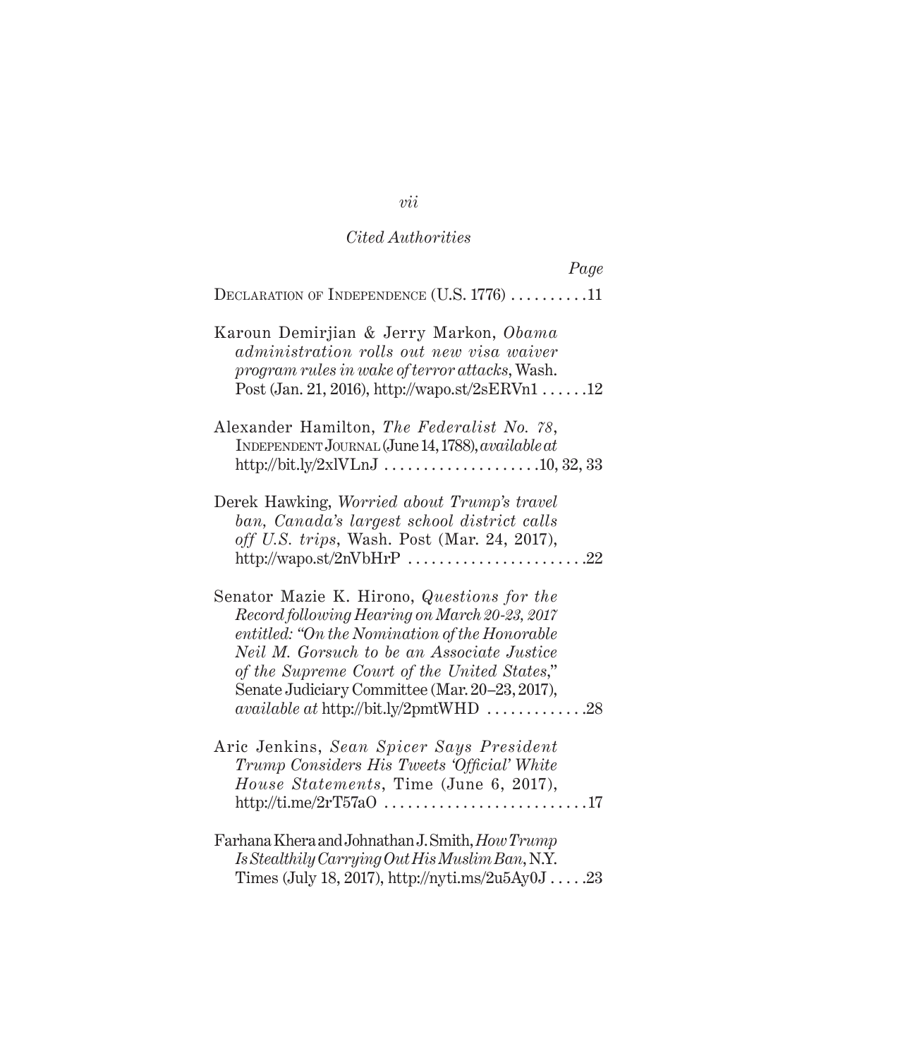*Cited Authorities*

*Page*

DECLARATION OF INDEPENDENCE (U.S. 1776) . . . . . . . . . .11

Karoun Demirjian & Jerry Markon, *Obama administration rolls out new visa waiver program rules in wake of terror attacks*, Wash. Post (Jan. 21, 2016), http://wapo.st/2sERVn1 . . . . . .12

Alexander Hamilton, *The Federalist No. 78*, INDEPENDENT JOURNAL (June 14, 1788), *available at* http://bit.ly/2xlVLnJ . . . . . . . . . . . . . . . . . . . .10, 32, 33

Derek Hawking, *Worried about Trump's travel ban, Canada's largest school district calls off U.S. trips*, Wash. Post (Mar. 24, 2017), http://wapo.st/2nVbHrP . . . . . . . . . . . . . . . . . . . . . . .22

Senator Mazie K. Hirono, *Questions for the Record following Hearing on March 20-23, 2017 entitled: "On the Nomination of the Honorable Neil M. Gorsuch to be an Associate Justice of the Supreme Court of the United States,"* Senate Judiciary Committee (Mar. 20–23, 2017), *available at* http://bit.ly/2pmtWHD . . . . . . . . . . . . .28

Aric Jenkins, *Sean Spicer Says President Trump Considers His Tweets 'Official' White House Statements*, Time (June 6, 2017), http://ti.me/2rT57aO . . . . . . . . . . . . . . . . . . . . . . . . . .17

Farhana Khera and Johnathan J. Smith, *How Trump Is Stealthily Carrying Out His Muslim Ban*, N.Y. Times (July 18, 2017), http://nyti.ms/2u5Ay0J . . . . .23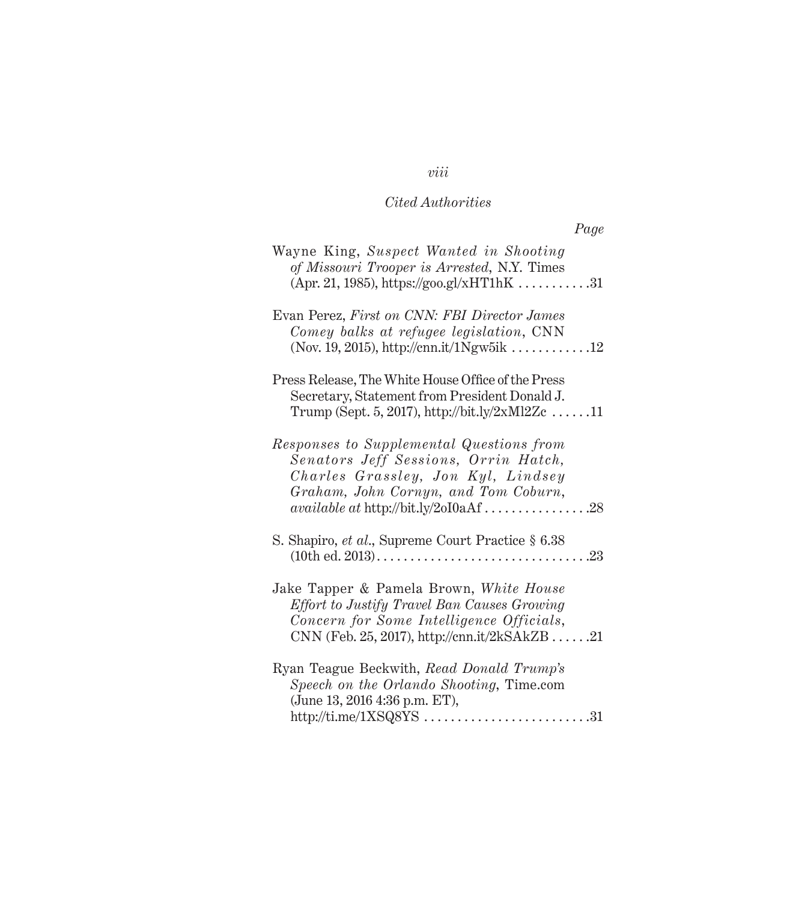*Cited Authorities*

*Page*

Wayne King, *Suspect Wanted in Shooting of Missouri Trooper is Arrested*, N.Y. Times (Apr. 21, 1985), https://goo.gl/xHT1hK . . . . . . . . . . .31

Evan Perez, *First on CNN: FBI Director James Comey balks at refugee legislation*, CNN (Nov. 19, 2015), http://cnn.it/1Ngw5ik . . . . . . . . . . . .12

Press Release, The White House Office of the Press Secretary, Statement from President Donald J. Trump (Sept. 5, 2017), http://bit.ly/2xMl2Zc . . . . . .11

*Responses to Supplemental Questions from Senators Jeff Sessions, Orrin Hatch, Charles Grassley, Jon Kyl, Lindsey Graham, John Cornyn, and Tom Coburn*, *available at* http://bit.ly/2oI0aAf . . . . . . . . . . . . . . . .28

S. Shapiro, *et al.*, Supreme Court Practice § 6.38 (10th ed. 2013). . . . . . . . . . . . . . . . . . . . . . . . . . . . . . . .23

Jake Tapper & Pamela Brown, *White House Effort to Justify Travel Ban Causes Growing Concern for Some Intelligence Officials*, CNN (Feb. 25, 2017), http://cnn.it/2kSAkZB . . . . . .21

Ryan Teague Beckwith, *Read Donald Trump's Speech on the Orlando Shooting*, Time.com (June 13, 2016 4:36 p.m. ET), http://ti.me/1XSQ8YS . . . . . . . . . . . . . . . . . . . . . . . . .31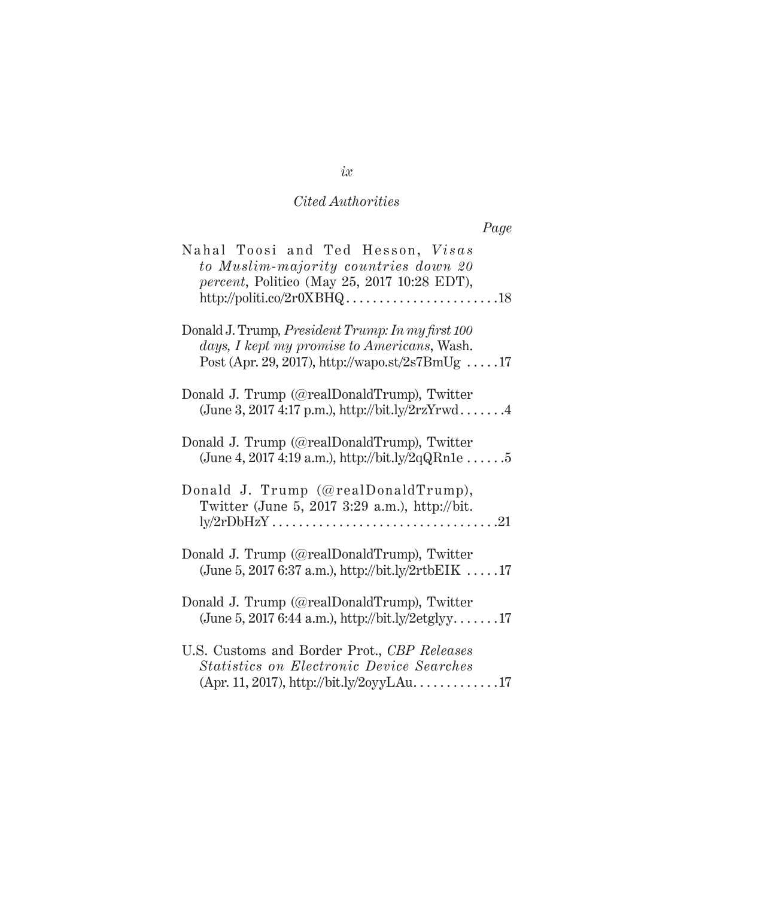*Cited Authorities*

*Page*

Nahal Toosi and Ted Hesson, *Visas to Muslim-majority countries down 20 percent*, Politico (May 25, 2017 10:28 EDT), http://politi.co/2r0XBHQ . . . . . . . . . . . . . . . . . . . . . . . 18

Donald J. Trump, *President Trump: In my first 100 days, I kept my promise to Americans*, Wash. Post (Apr. 29, 2017), http://wapo.st/2s7BmUg . . . . . 17

Donald J. Trump (@realDonaldTrump), Twitter (June 3, 2017 4:17 p.m.), http://bit.ly/2rzYrwd . . . . . . . 4

Donald J. Trump (@realDonaldTrump), Twitter (June 4, 2017 4:19 a.m.), http://bit.ly/2qQRn1e . . . . . . 5

Donald J. Trump (@realDonaldTrump), Twitter (June 5, 2017 3:29 a.m.), http://bit.ly/2rDbHzY . . . . . . . . . . . . . . . . . . . . . . . . . . . . . . . . . 21

Donald J. Trump (@realDonaldTrump), Twitter (June 5, 2017 6:37 a.m.), http://bit.ly/2rtbEIK . . . . . 17

Donald J. Trump (@realDonaldTrump), Twitter (June 5, 2017 6:44 a.m.), http://bit.ly/2etglyy. . . . . . . 17

U.S. Customs and Border Prot., *CBP Releases Statistics on Electronic Device Searches* (Apr. 11, 2017), http://bit.ly/2oyyLAu. . . . . . . . . . . . . 17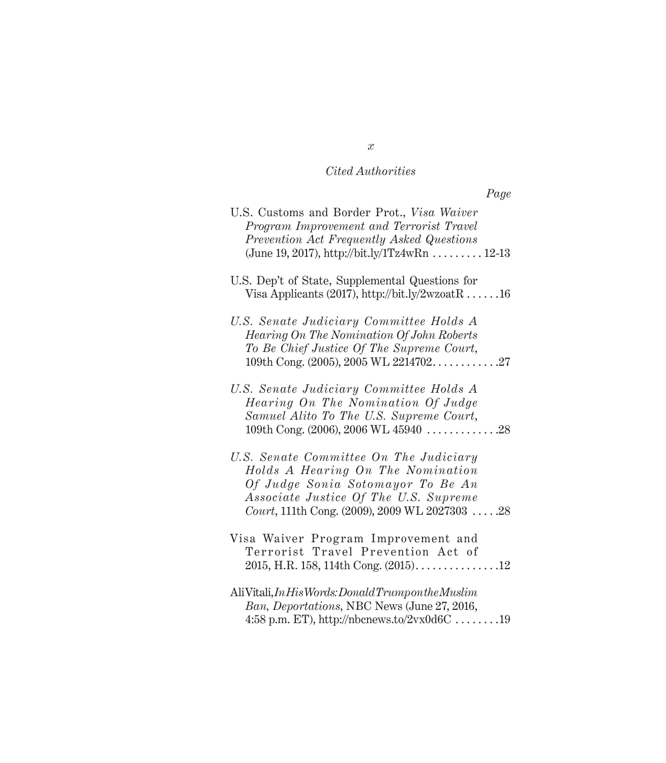*Cited Authorities*

*Page*

U.S. Customs and Border Prot., *Visa Waiver Program Improvement and Terrorist Travel Prevention Act Frequently Asked Questions* (June 19, 2017), http://bit.ly/1Tz4wRn . . . . . . . . . 12-13

U.S. Dep't of State, Supplemental Questions for Visa Applicants (2017), http://bit.ly/2wzoatR . . . . . . 16

*U.S. Senate Judiciary Committee Holds A Hearing On The Nomination Of John Roberts To Be Chief Justice Of The Supreme Court*, 109th Cong. (2005), 2005 WL 2214702. . . . . . . . . . . . 27

*U.S. Senate Judiciary Committee Holds A Hearing On The Nomination Of Judge Samuel Alito To The U.S. Supreme Court*, 109th Cong. (2006), 2006 WL 45940 . . . . . . . . . . . . . 28

*U.S. Senate Committee On The Judiciary Holds A Hearing On The Nomination Of Judge Sonia Sotomayor To Be An Associate Justice Of The U.S. Supreme Court*, 111th Cong. (2009), 2009 WL 2027303 . . . . . 28

Visa Waiver Program Improvement and Terrorist Travel Prevention Act of 2015, H.R. 158, 114th Cong. (2015). . . . . . . . . . . . . . . 12

Ali Vitali, *In His Words: Donald Trump on the Muslim Ban, Deportations*, NBC News (June 27, 2016, 4:58 p.m. ET), http://nbcnews.to/2vx0d6C . . . . . . . . 19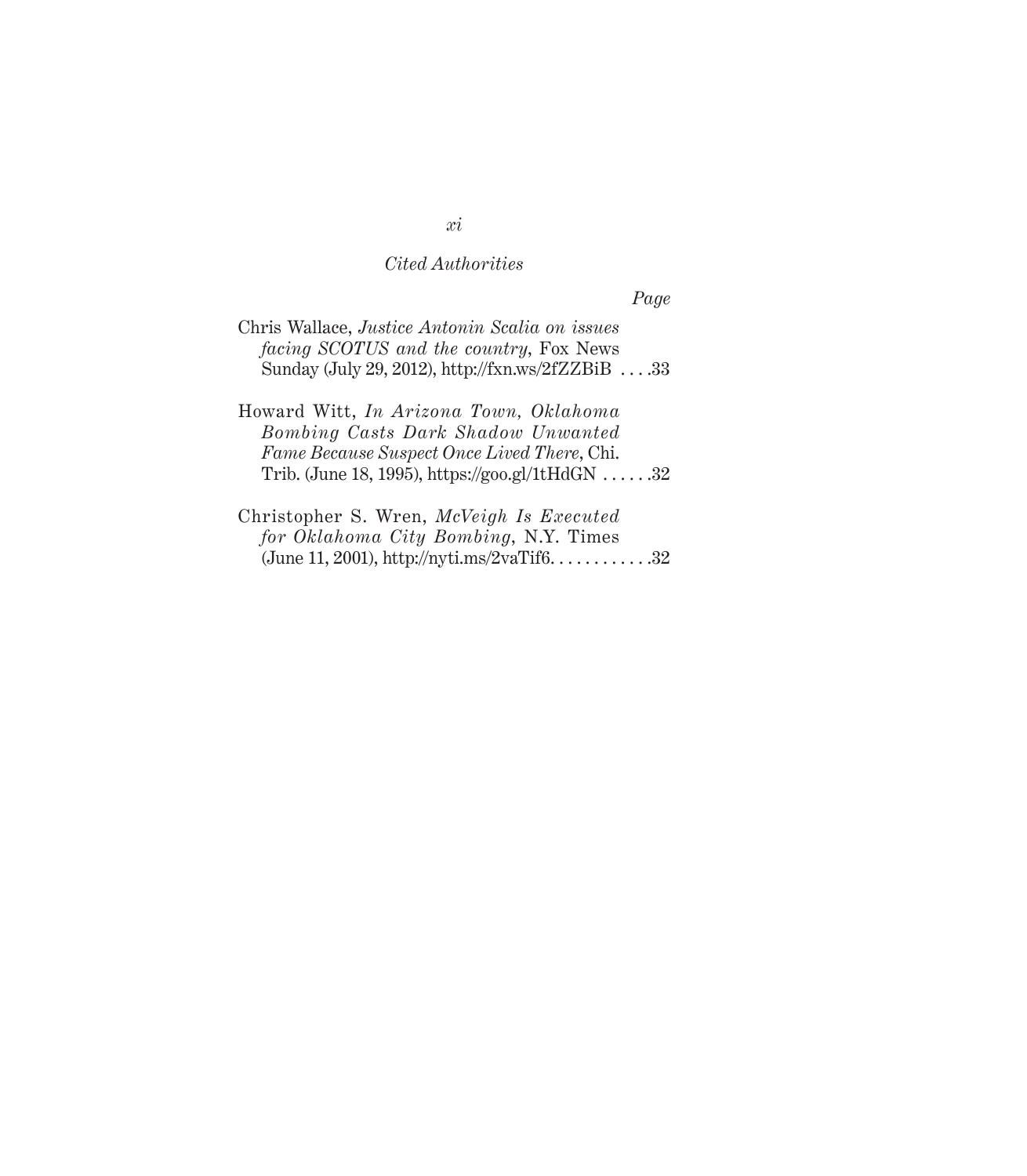*Cited Authorities*

*Page*

Chris Wallace, *Justice Antonin Scalia on issues facing SCOTUS and the country*, Fox News Sunday (July 29, 2012), http://fxn.ws/2fZZBiB . . . .33

Howard Witt, *In Arizona Town, Oklahoma Bombing Casts Dark Shadow Unwanted Fame Because Suspect Once Lived There*, Chi. Trib. (June 18, 1995), https://goo.gl/1tHdGN . . . . . .32

Christopher S. Wren, *McVeigh Is Executed for Oklahoma City Bombing*, N.Y. Times (June 11, 2001), http://nyti.ms/2vaTif6. . . . . . . . . . . .32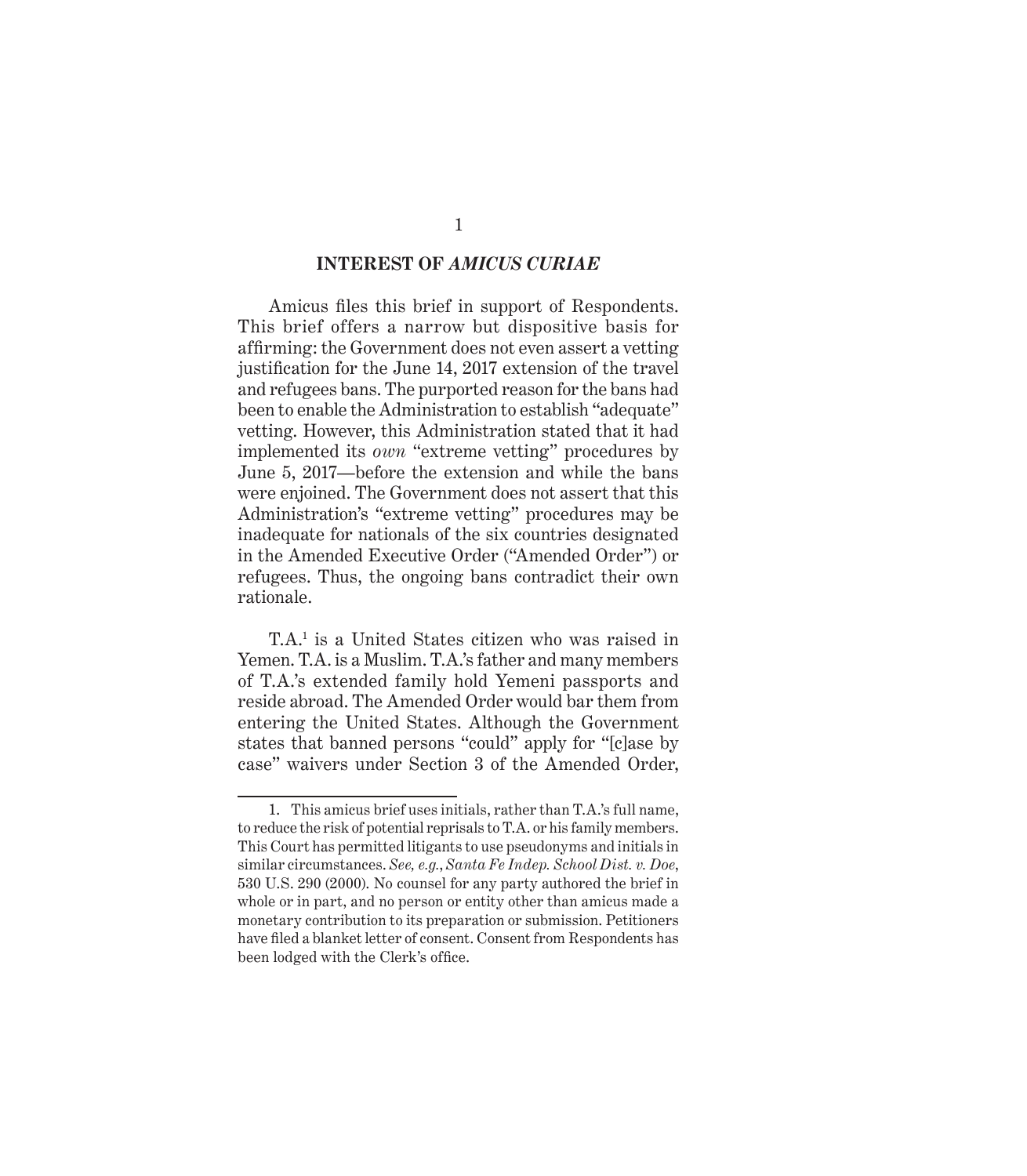## INTEREST OF *AMICUS CURIAE*

Amicus files this brief in support of Respondents. This brief offers a narrow but dispositive basis for affirming: the Government does not even assert a vetting justification for the June 14, 2017 extension of the travel and refugees bans. The purported reason for the bans had been to enable the Administration to establish "adequate" vetting. However, this Administration stated that it had implemented its *own* "extreme vetting" procedures by June 5, 2017—before the extension and while the bans were enjoined. The Government does not assert that this Administration's "extreme vetting" procedures may be inadequate for nationals of the six countries designated in the Amended Executive Order ("Amended Order") or refugees. Thus, the ongoing bans contradict their own rationale.

T.A.[1] is a United States citizen who was raised in Yemen. T.A. is a Muslim. T.A.'s father and many members of T.A.'s extended family hold Yemeni passports and reside abroad. The Amended Order would bar them from entering the United States. Although the Government states that banned persons "could" apply for "[c]ase by case" waivers under Section 3 of the Amended Order,

---

1. This amicus brief uses initials, rather than T.A.'s full name, to reduce the risk of potential reprisals to T.A. or his family members. This Court has permitted litigants to use pseudonyms and initials in similar circumstances. *See, e.g.*, *Santa Fe Indep. School Dist. v. Doe*, 530 U.S. 290 (2000). No counsel for any party authored the brief in whole or in part, and no person or entity other than amicus made a monetary contribution to its preparation or submission. Petitioners have filed a blanket letter of consent. Consent from Respondents has been lodged with the Clerk's office.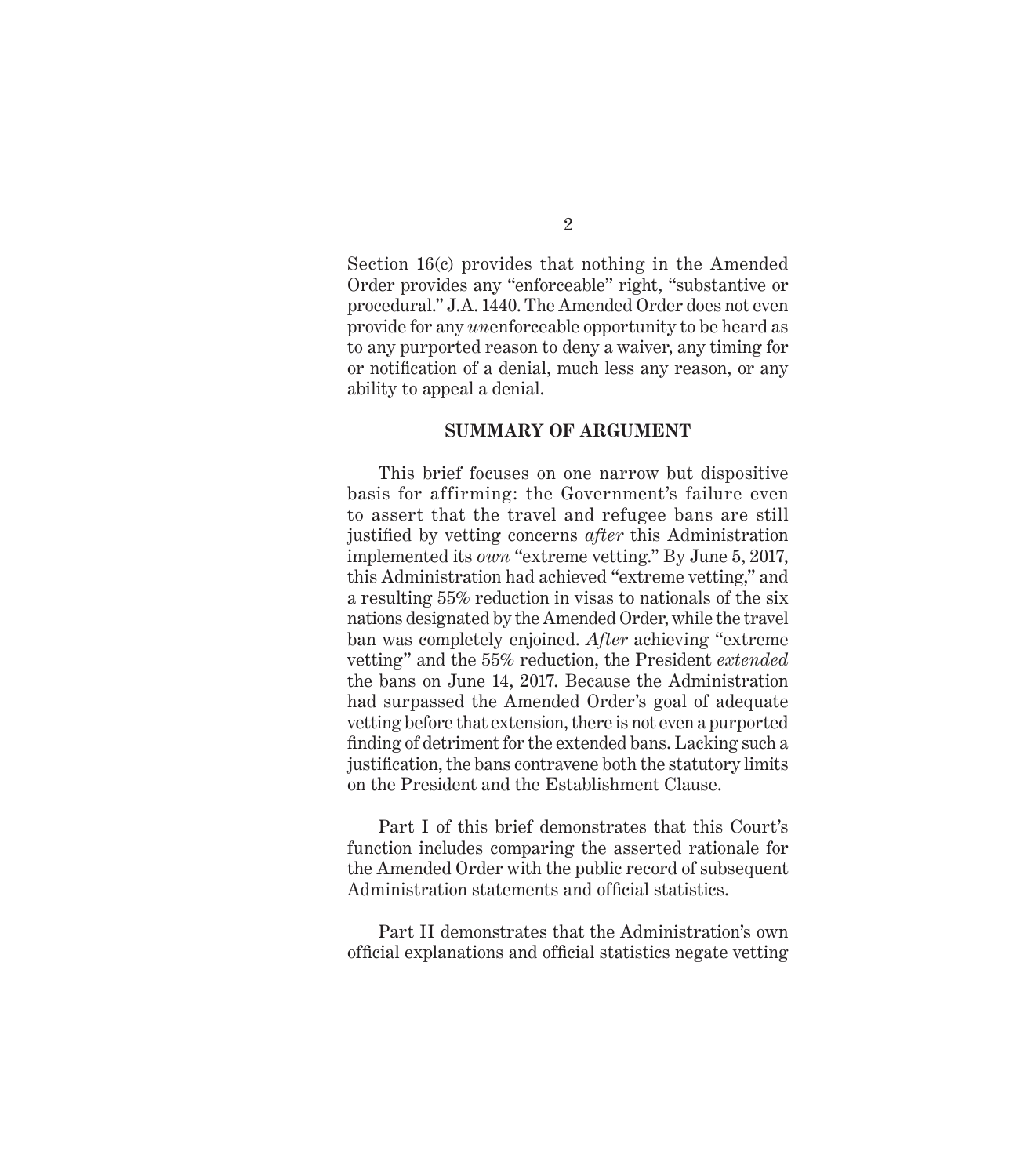Section 16(c) provides that nothing in the Amended Order provides any "enforceable" right, "substantive or procedural." J.A. 1440. The Amended Order does not even provide for any *un*enforceable opportunity to be heard as to any purported reason to deny a waiver, any timing for or notification of a denial, much less any reason, or any ability to appeal a denial.

## SUMMARY OF ARGUMENT

This brief focuses on one narrow but dispositive basis for affirming: the Government's failure even to assert that the travel and refugee bans are still justified by vetting concerns *after* this Administration implemented its *own* "extreme vetting." By June 5, 2017, this Administration had achieved "extreme vetting," and a resulting 55% reduction in visas to nationals of the six nations designated by the Amended Order, while the travel ban was completely enjoined. *After* achieving "extreme vetting" and the 55% reduction, the President *extended* the bans on June 14, 2017. Because the Administration had surpassed the Amended Order's goal of adequate vetting before that extension, there is not even a purported finding of detriment for the extended bans. Lacking such a justification, the bans contravene both the statutory limits on the President and the Establishment Clause.

Part I of this brief demonstrates that this Court's function includes comparing the asserted rationale for the Amended Order with the public record of subsequent Administration statements and official statistics.

Part II demonstrates that the Administration's own official explanations and official statistics negate vetting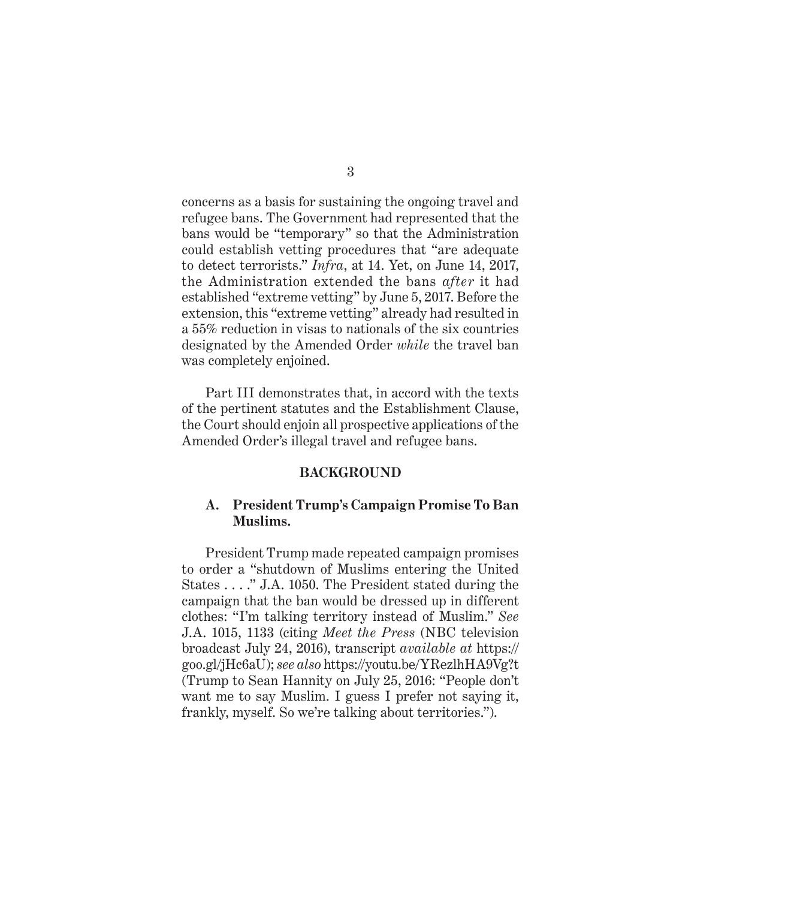concerns as a basis for sustaining the ongoing travel and refugee bans. The Government had represented that the bans would be "temporary" so that the Administration could establish vetting procedures that "are adequate to detect terrorists." *Infra*, at 14. Yet, on June 14, 2017, the Administration extended the bans *after* it had established "extreme vetting" by June 5, 2017. Before the extension, this "extreme vetting" already had resulted in a 55% reduction in visas to nationals of the six countries designated by the Amended Order *while* the travel ban was completely enjoined.

Part III demonstrates that, in accord with the texts of the pertinent statutes and the Establishment Clause, the Court should enjoin all prospective applications of the Amended Order's illegal travel and refugee bans.

## BACKGROUND

### A. President Trump's Campaign Promise To Ban Muslims.

President Trump made repeated campaign promises to order a "shutdown of Muslims entering the United States . . . ." J.A. 1050. The President stated during the campaign that the ban would be dressed up in different clothes: "I'm talking territory instead of Muslim." *See* J.A. 1015, 1133 (citing *Meet the Press* (NBC television broadcast July 24, 2016), transcript *available at* https://goo.gl/jHc6aU); *see also* https://youtu.be/YRezlhHA9Vg?t (Trump to Sean Hannity on July 25, 2016: "People don't want me to say Muslim. I guess I prefer not saying it, frankly, myself. So we're talking about territories.").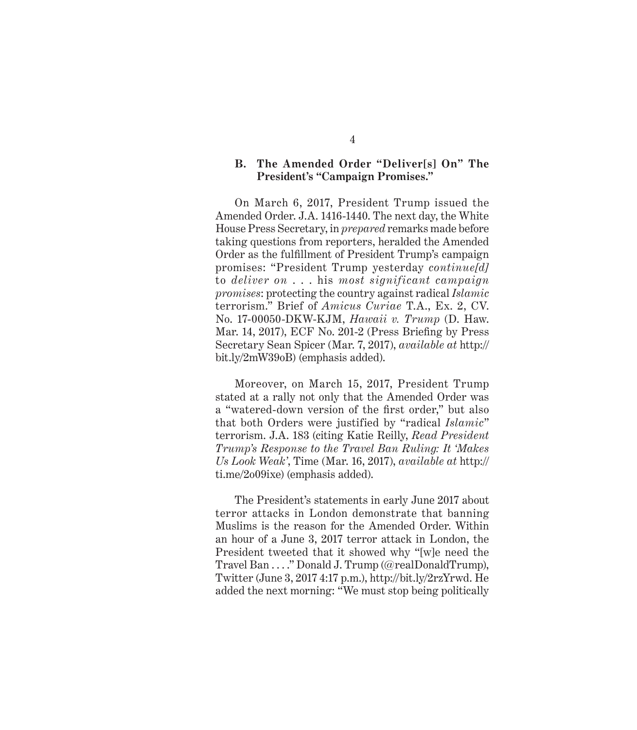### B. The Amended Order "Deliver[s] On" The President's "Campaign Promises."

On March 6, 2017, President Trump issued the Amended Order. J.A. 1416-1440. The next day, the White House Press Secretary, in *prepared* remarks made before taking questions from reporters, heralded the Amended Order as the fulfillment of President Trump's campaign promises: "President Trump yesterday *continue[d]* to *deliver on* . . . his *most significant campaign promises*: protecting the country against radical *Islamic* terrorism." Brief of *Amicus Curiae* T.A., Ex. 2, CV. No. 17-00050-DKW-KJM, *Hawaii v. Trump* (D. Haw. Mar. 14, 2017), ECF No. 201-2 (Press Briefing by Press Secretary Sean Spicer (Mar. 7, 2017), *available at* http://bit.ly/2mW39oB) (emphasis added).

Moreover, on March 15, 2017, President Trump stated at a rally not only that the Amended Order was a "watered-down version of the first order," but also that both Orders were justified by "radical *Islamic*" terrorism. J.A. 183 (citing Katie Reilly, *Read President Trump's Response to the Travel Ban Ruling: It 'Makes Us Look Weak'*, Time (Mar. 16, 2017), *available at* http://ti.me/2o09ixe) (emphasis added).

The President's statements in early June 2017 about terror attacks in London demonstrate that banning Muslims is the reason for the Amended Order. Within an hour of a June 3, 2017 terror attack in London, the President tweeted that it showed why "[w]e need the Travel Ban . . . ." Donald J. Trump (@realDonaldTrump), Twitter (June 3, 2017 4:17 p.m.), http://bit.ly/2rzYrwd. He added the next morning: "We must stop being politically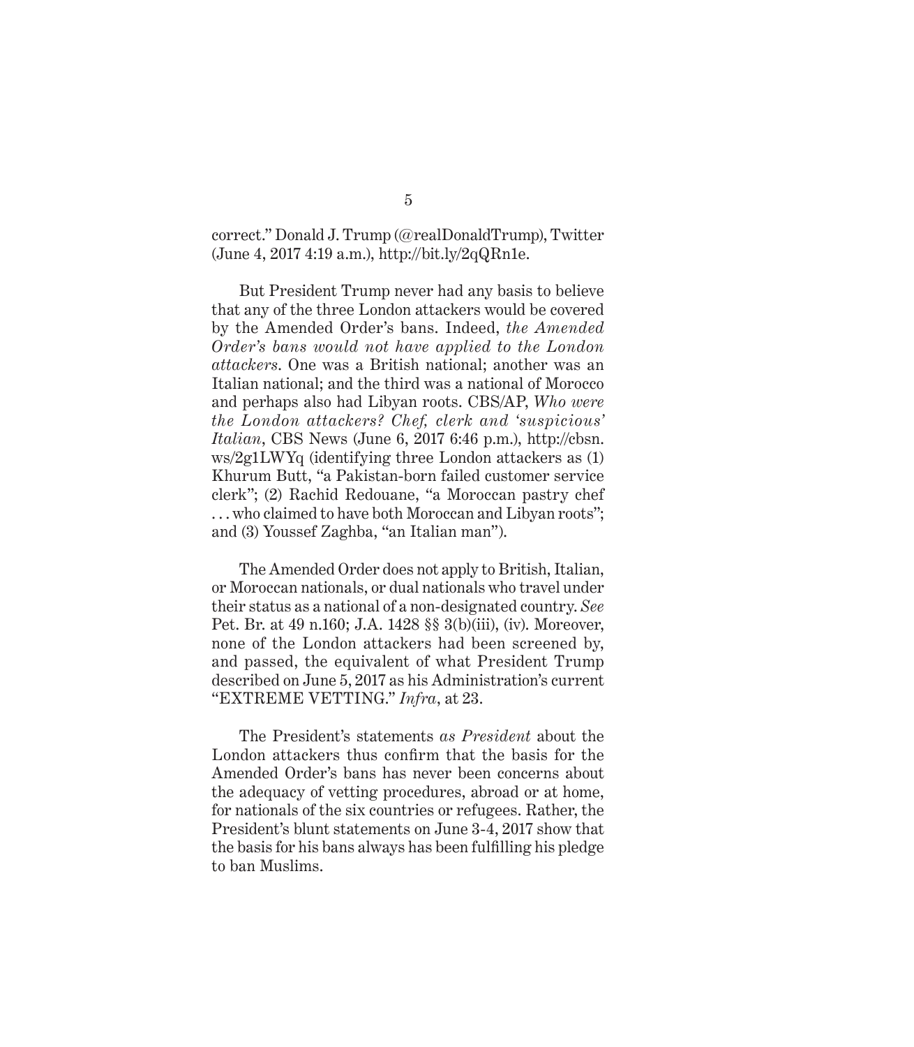correct." Donald J. Trump (@realDonaldTrump), Twitter (June 4, 2017 4:19 a.m.), http://bit.ly/2qQRn1e.

But President Trump never had any basis to believe that any of the three London attackers would be covered by the Amended Order's bans. Indeed, *the Amended Order's bans would not have applied to the London attackers*. One was a British national; another was an Italian national; and the third was a national of Morocco and perhaps also had Libyan roots. CBS/AP, *Who were the London attackers? Chef, clerk and 'suspicious' Italian*, CBS News (June 6, 2017 6:46 p.m.), http://cbsn.ws/2g1LWYq (identifying three London attackers as (1) Khurum Butt, "a Pakistan-born failed customer service clerk"; (2) Rachid Redouane, "a Moroccan pastry chef . . . who claimed to have both Moroccan and Libyan roots"; and (3) Youssef Zaghba, "an Italian man").

The Amended Order does not apply to British, Italian, or Moroccan nationals, or dual nationals who travel under their status as a national of a non-designated country. *See* Pet. Br. at 49 n.160; J.A. 1428 §§ 3(b)(iii), (iv). Moreover, none of the London attackers had been screened by, and passed, the equivalent of what President Trump described on June 5, 2017 as his Administration's current "EXTREME VETTING." *Infra*, at 23.

The President's statements *as President* about the London attackers thus confirm that the basis for the Amended Order's bans has never been concerns about the adequacy of vetting procedures, abroad or at home, for nationals of the six countries or refugees. Rather, the President's blunt statements on June 3-4, 2017 show that the basis for his bans always has been fulfilling his pledge to ban Muslims.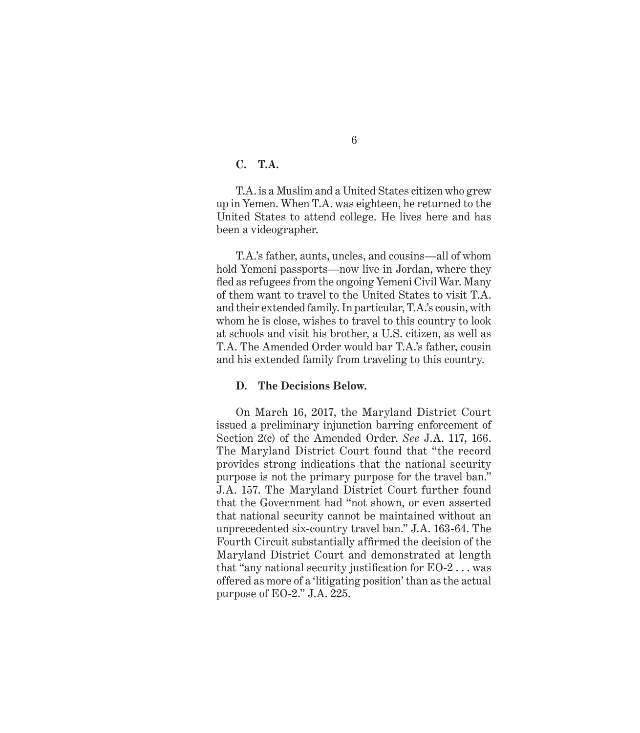### C. T.A.

T.A. is a Muslim and a United States citizen who grew up in Yemen. When T.A. was eighteen, he returned to the United States to attend college. He lives here and has been a videographer.

T.A.'s father, aunts, uncles, and cousins—all of whom hold Yemeni passports—now live in Jordan, where they fled as refugees from the ongoing Yemeni Civil War. Many of them want to travel to the United States to visit T.A. and their extended family. In particular, T.A.'s cousin, with whom he is close, wishes to travel to this country to look at schools and visit his brother, a U.S. citizen, as well as T.A. The Amended Order would bar T.A.'s father, cousin and his extended family from traveling to this country.

### D. The Decisions Below.

On March 16, 2017, the Maryland District Court issued a preliminary injunction barring enforcement of Section 2(c) of the Amended Order. *See* J.A. 117, 166. The Maryland District Court found that "the record provides strong indications that the national security purpose is not the primary purpose for the travel ban." J.A. 157. The Maryland District Court further found that the Government had "not shown, or even asserted that national security cannot be maintained without an unprecedented six-country travel ban." J.A. 163-64. The Fourth Circuit substantially affirmed the decision of the Maryland District Court and demonstrated at length that "any national security justification for EO-2 . . . was offered as more of a 'litigating position' than as the actual purpose of EO-2." J.A. 225.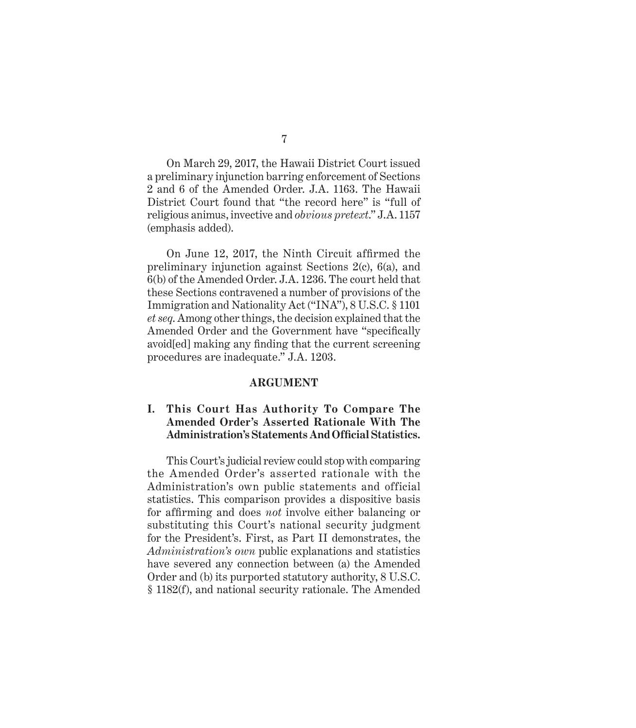On March 29, 2017, the Hawaii District Court issued a preliminary injunction barring enforcement of Sections 2 and 6 of the Amended Order. J.A. 1163. The Hawaii District Court found that "the record here" is "full of religious animus, invective and *obvious pretext*." J.A. 1157 (emphasis added).

On June 12, 2017, the Ninth Circuit affirmed the preliminary injunction against Sections 2(c), 6(a), and 6(b) of the Amended Order. J.A. 1236. The court held that these Sections contravened a number of provisions of the Immigration and Nationality Act ("INA"), 8 U.S.C. § 1101 *et seq.* Among other things, the decision explained that the Amended Order and the Government have "specifically avoid[ed] making any finding that the current screening procedures are inadequate." J.A. 1203.

## ARGUMENT

### I. This Court Has Authority To Compare The Amended Order's Asserted Rationale With The Administration's Statements And Official Statistics.

This Court's judicial review could stop with comparing the Amended Order's asserted rationale with the Administration's own public statements and official statistics. This comparison provides a dispositive basis for affirming and does *not* involve either balancing or substituting this Court's national security judgment for the President's. First, as Part II demonstrates, the *Administration's own* public explanations and statistics have severed any connection between (a) the Amended Order and (b) its purported statutory authority, 8 U.S.C. § 1182(f), and national security rationale. The Amended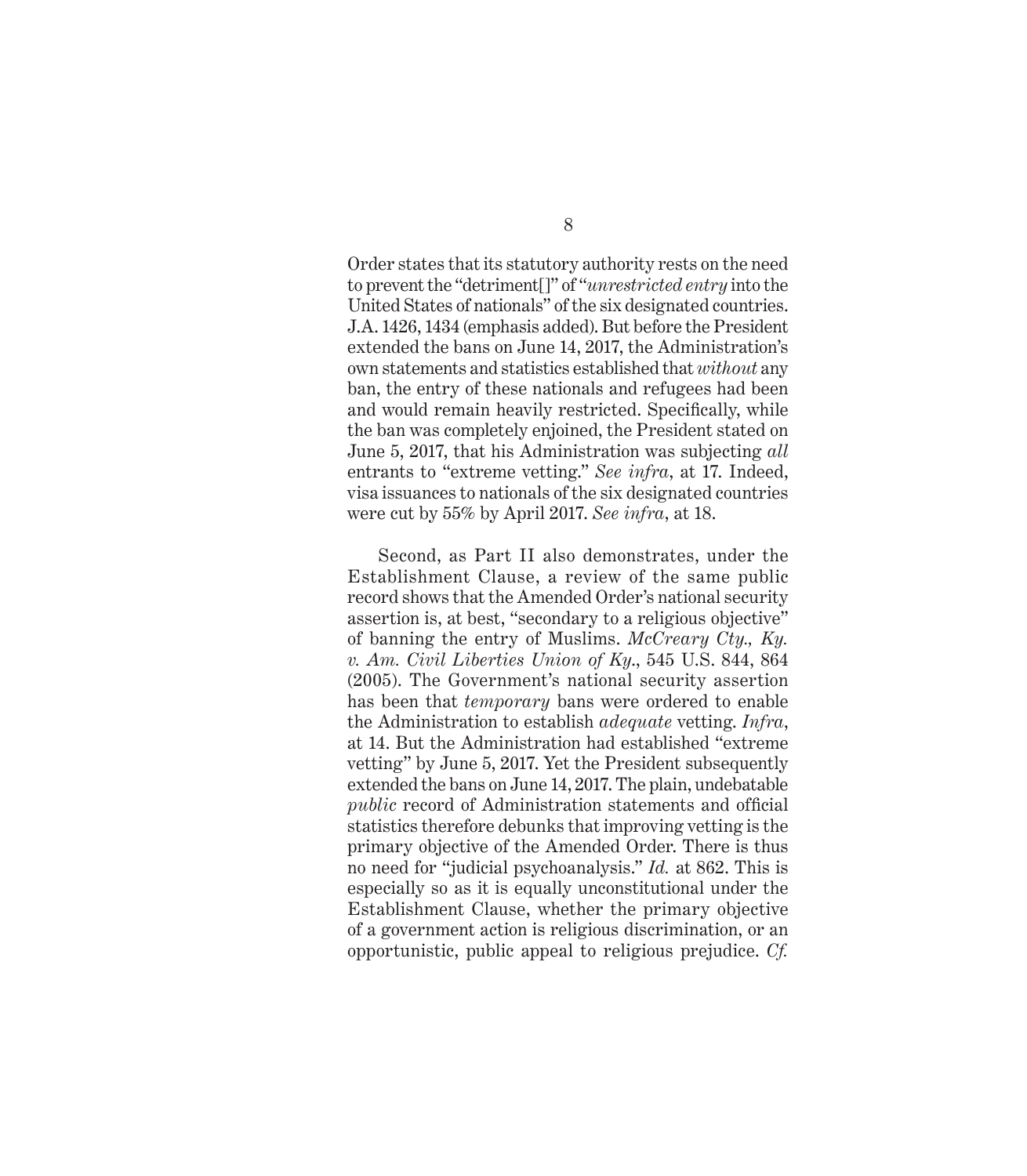Order states that its statutory authority rests on the need to prevent the "detriment[]" of "*unrestricted entry* into the United States of nationals" of the six designated countries. J.A. 1426, 1434 (emphasis added). But before the President extended the bans on June 14, 2017, the Administration's own statements and statistics established that *without* any ban, the entry of these nationals and refugees had been and would remain heavily restricted. Specifically, while the ban was completely enjoined, the President stated on June 5, 2017, that his Administration was subjecting *all* entrants to "extreme vetting." *See infra*, at 17. Indeed, visa issuances to nationals of the six designated countries were cut by 55% by April 2017. *See infra*, at 18.

Second, as Part II also demonstrates, under the Establishment Clause, a review of the same public record shows that the Amended Order's national security assertion is, at best, "secondary to a religious objective" of banning the entry of Muslims. *McCreary Cty., Ky. v. Am. Civil Liberties Union of Ky.*, 545 U.S. 844, 864 (2005). The Government's national security assertion has been that *temporary* bans were ordered to enable the Administration to establish *adequate* vetting. *Infra*, at 14. But the Administration had established "extreme vetting" by June 5, 2017. Yet the President subsequently extended the bans on June 14, 2017. The plain, undebatable *public* record of Administration statements and official statistics therefore debunks that improving vetting is the primary objective of the Amended Order. There is thus no need for "judicial psychoanalysis." *Id.* at 862. This is especially so as it is equally unconstitutional under the Establishment Clause, whether the primary objective of a government action is religious discrimination, or an opportunistic, public appeal to religious prejudice. *Cf.*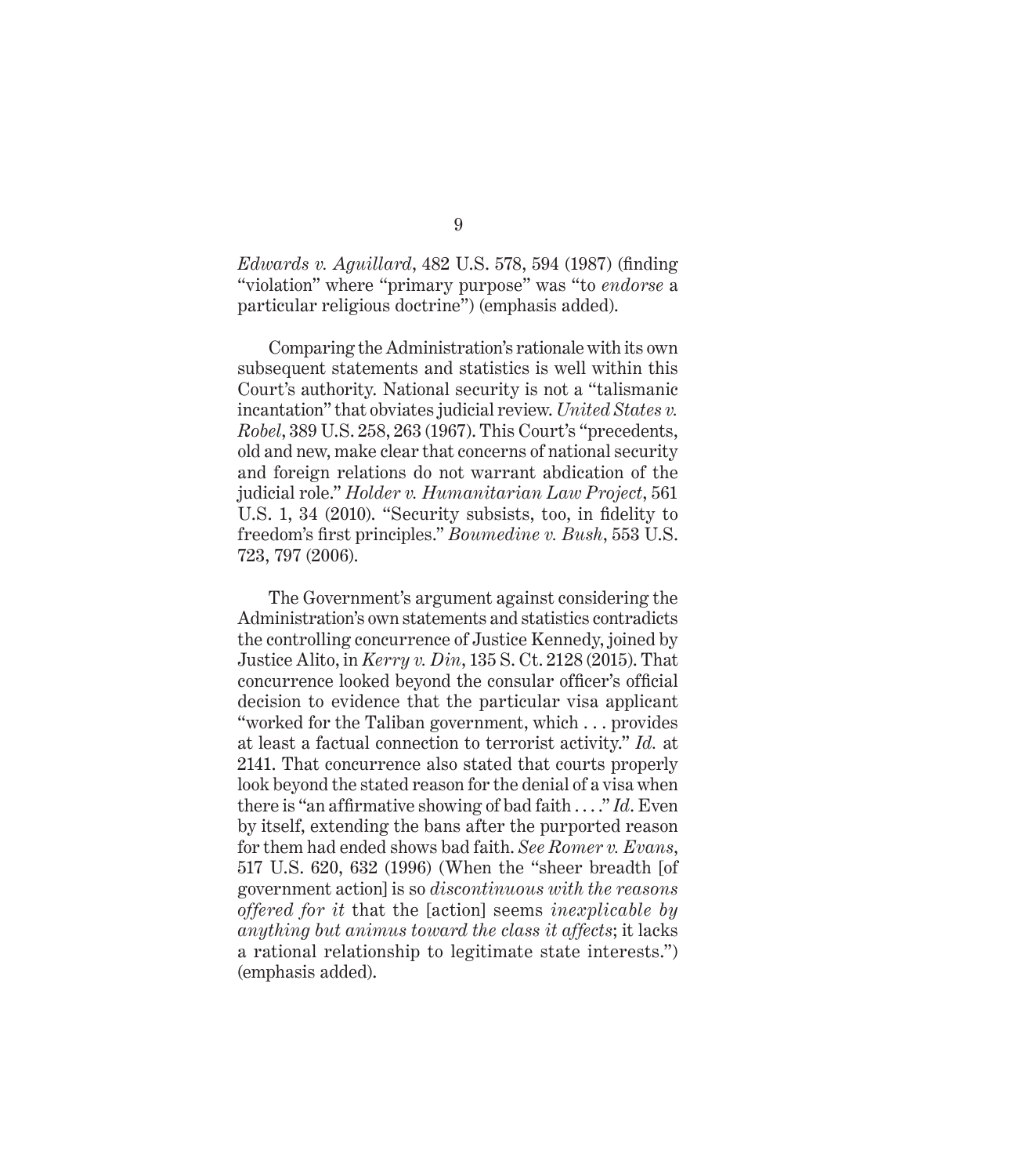*Edwards v. Aguillard*, 482 U.S. 578, 594 (1987) (finding "violation" where "primary purpose" was "to *endorse* a particular religious doctrine") (emphasis added).

Comparing the Administration's rationale with its own subsequent statements and statistics is well within this Court's authority. National security is not a "talismanic incantation" that obviates judicial review. *United States v. Robel*, 389 U.S. 258, 263 (1967). This Court's "precedents, old and new, make clear that concerns of national security and foreign relations do not warrant abdication of the judicial role." *Holder v. Humanitarian Law Project*, 561 U.S. 1, 34 (2010). "Security subsists, too, in fidelity to freedom's first principles." *Boumedine v. Bush*, 553 U.S. 723, 797 (2006).

The Government's argument against considering the Administration's own statements and statistics contradicts the controlling concurrence of Justice Kennedy, joined by Justice Alito, in *Kerry v. Din*, 135 S. Ct. 2128 (2015). That concurrence looked beyond the consular officer's official decision to evidence that the particular visa applicant "worked for the Taliban government, which . . . provides at least a factual connection to terrorist activity." *Id.* at 2141. That concurrence also stated that courts properly look beyond the stated reason for the denial of a visa when there is "an affirmative showing of bad faith . . . ." *Id*. Even by itself, extending the bans after the purported reason for them had ended shows bad faith. *See Romer v. Evans*, 517 U.S. 620, 632 (1996) (When the "sheer breadth [of government action] is so *discontinuous with the reasons offered for it* that the [action] seems *inexplicable by anything but animus toward the class it affects*; it lacks a rational relationship to legitimate state interests.") (emphasis added).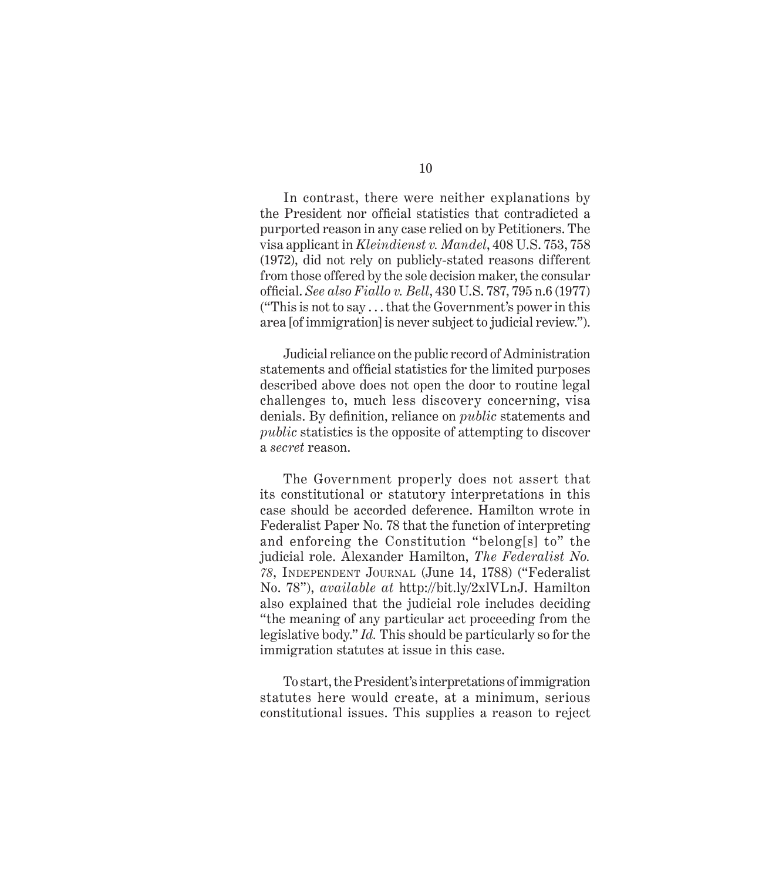In contrast, there were neither explanations by the President nor official statistics that contradicted a purported reason in any case relied on by Petitioners. The visa applicant in *Kleindienst v. Mandel*, 408 U.S. 753, 758 (1972), did not rely on publicly-stated reasons different from those offered by the sole decision maker, the consular official. *See also Fiallo v. Bell*, 430 U.S. 787, 795 n.6 (1977) ("This is not to say . . . that the Government's power in this area [of immigration] is never subject to judicial review.").

Judicial reliance on the public record of Administration statements and official statistics for the limited purposes described above does not open the door to routine legal challenges to, much less discovery concerning, visa denials. By definition, reliance on *public* statements and *public* statistics is the opposite of attempting to discover a *secret* reason.

The Government properly does not assert that its constitutional or statutory interpretations in this case should be accorded deference. Hamilton wrote in Federalist Paper No. 78 that the function of interpreting and enforcing the Constitution "belong[s] to" the judicial role. Alexander Hamilton, *The Federalist No. 78*, Independent Journal (June 14, 1788) ("Federalist No. 78"), *available at* http://bit.ly/2xlVLnJ. Hamilton also explained that the judicial role includes deciding "the meaning of any particular act proceeding from the legislative body." *Id.* This should be particularly so for the immigration statutes at issue in this case.

To start, the President's interpretations of immigration statutes here would create, at a minimum, serious constitutional issues. This supplies a reason to reject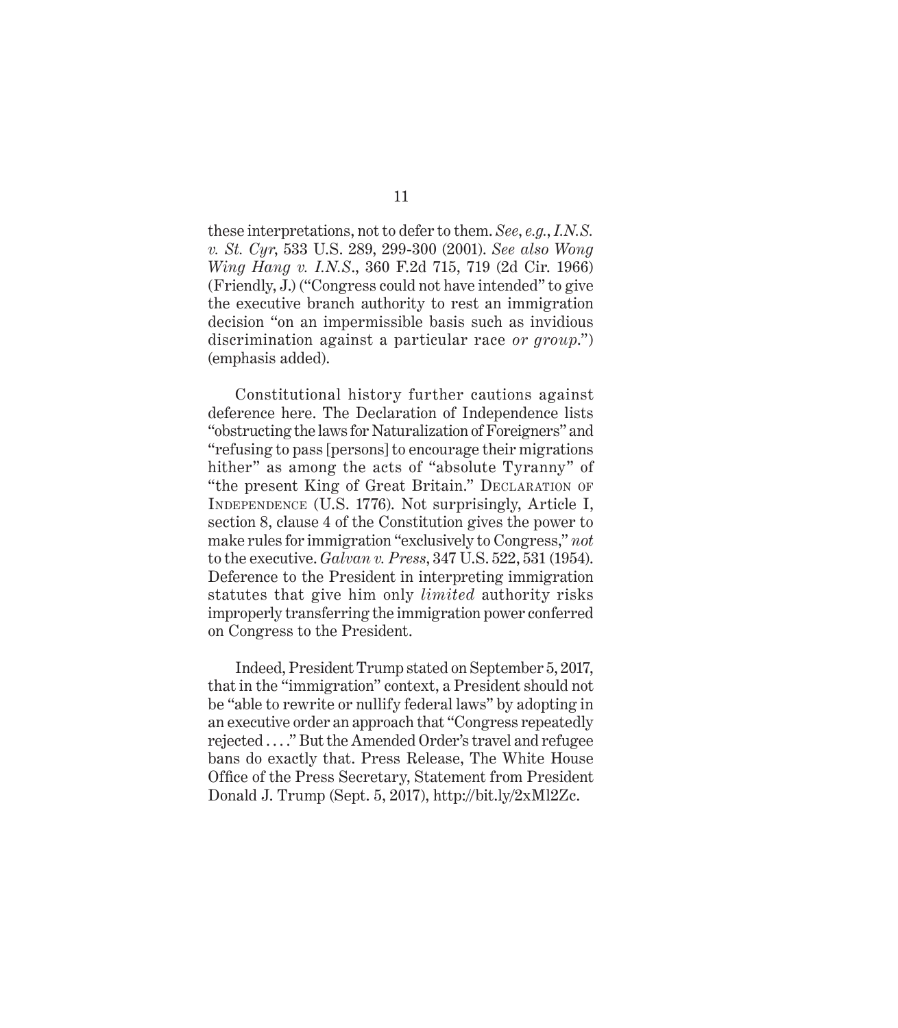these interpretations, not to defer to them. *See, e.g.*, *I.N.S. v. St. Cyr*, 533 U.S. 289, 299-300 (2001). *See also Wong Wing Hang v. I.N.S.*, 360 F.2d 715, 719 (2d Cir. 1966) (Friendly, J.) ("Congress could not have intended" to give the executive branch authority to rest an immigration decision "on an impermissible basis such as invidious discrimination against a particular race *or group*.") (emphasis added).

Constitutional history further cautions against deference here. The Declaration of Independence lists "obstructing the laws for Naturalization of Foreigners" and "refusing to pass [persons] to encourage their migrations hither" as among the acts of "absolute Tyranny" of "the present King of Great Britain." Declaration of Independence (U.S. 1776). Not surprisingly, Article I, section 8, clause 4 of the Constitution gives the power to make rules for immigration "exclusively to Congress," *not* to the executive. *Galvan v. Press*, 347 U.S. 522, 531 (1954). Deference to the President in interpreting immigration statutes that give him only *limited* authority risks improperly transferring the immigration power conferred on Congress to the President.

Indeed, President Trump stated on September 5, 2017, that in the "immigration" context, a President should not be "able to rewrite or nullify federal laws" by adopting in an executive order an approach that "Congress repeatedly rejected . . . ." But the Amended Order's travel and refugee bans do exactly that. Press Release, The White House Office of the Press Secretary, Statement from President Donald J. Trump (Sept. 5, 2017), http://bit.ly/2xMl2Zc.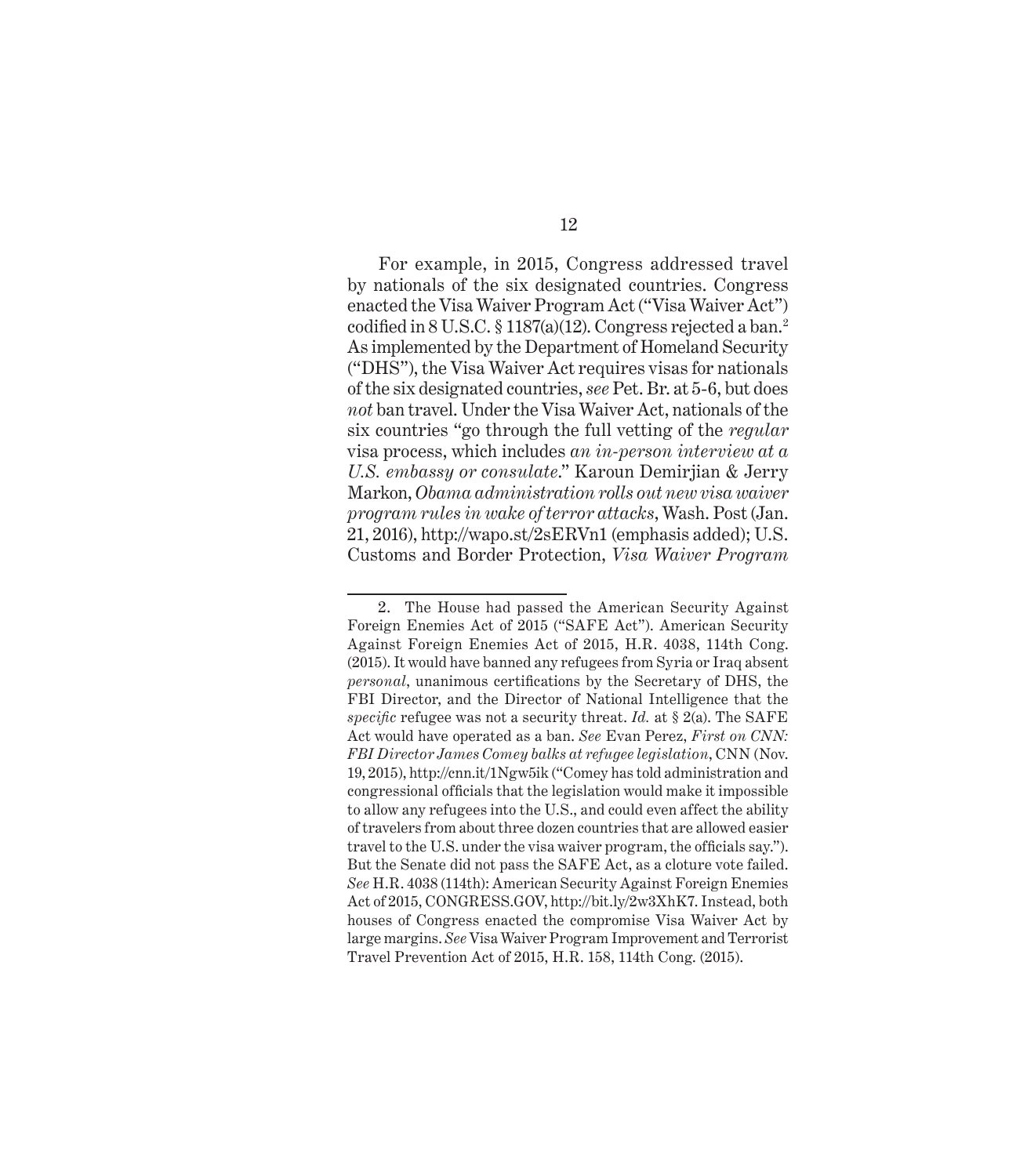For example, in 2015, Congress addressed travel by nationals of the six designated countries. Congress enacted the Visa Waiver Program Act ("Visa Waiver Act") codified in 8 U.S.C. § 1187(a)(12). Congress rejected a ban.[2] As implemented by the Department of Homeland Security ("DHS"), the Visa Waiver Act requires visas for nationals of the six designated countries, *see* Pet. Br. at 5-6, but does *not* ban travel. Under the Visa Waiver Act, nationals of the six countries "go through the full vetting of the *regular* visa process, which includes *an in-person interview at a U.S. embassy or consulate*." Karoun Demirjian & Jerry Markon, *Obama administration rolls out new visa waiver program rules in wake of terror attacks*, Wash. Post (Jan. 21, 2016), http://wapo.st/2sERVn1 (emphasis added); U.S. Customs and Border Protection, *Visa Waiver Program*

---

2. The House had passed the American Security Against Foreign Enemies Act of 2015 ("SAFE Act"). American Security Against Foreign Enemies Act of 2015, H.R. 4038, 114th Cong. (2015). It would have banned any refugees from Syria or Iraq absent *personal*, unanimous certifications by the Secretary of DHS, the FBI Director, and the Director of National Intelligence that the *specific* refugee was not a security threat. *Id.* at § 2(a). The SAFE Act would have operated as a ban. *See* Evan Perez, *First on CNN: FBI Director James Comey balks at refugee legislation*, CNN (Nov. 19, 2015), http://cnn.it/1Ngw5ik ("Comey has told administration and congressional officials that the legislation would make it impossible to allow any refugees into the U.S., and could even affect the ability of travelers from about three dozen countries that are allowed easier travel to the U.S. under the visa waiver program, the officials say."). But the Senate did not pass the SAFE Act, as a cloture vote failed. *See* H.R. 4038 (114th): American Security Against Foreign Enemies Act of 2015, CONGRESS.GOV, http://bit.ly/2w3XhK7. Instead, both houses of Congress enacted the compromise Visa Waiver Act by large margins. *See* Visa Waiver Program Improvement and Terrorist Travel Prevention Act of 2015, H.R. 158, 114th Cong. (2015).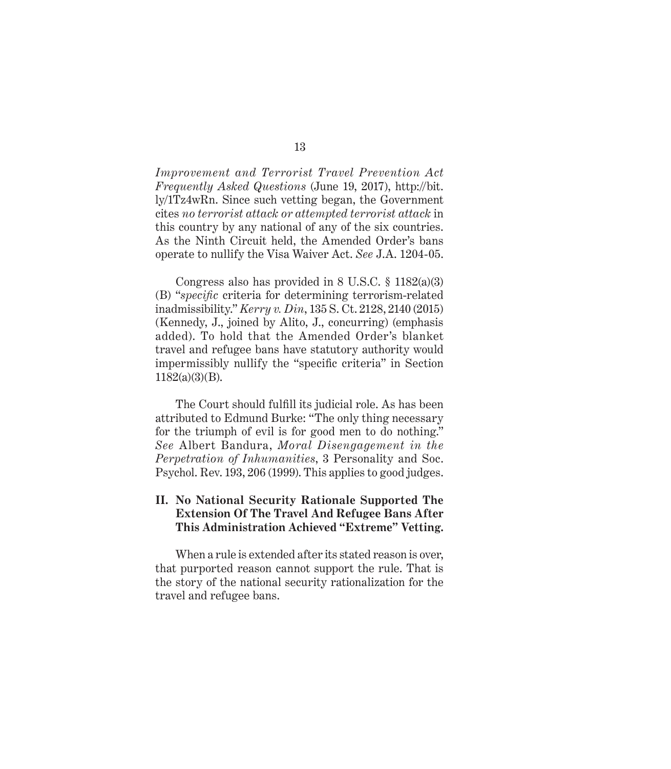*Improvement and Terrorist Travel Prevention Act Frequently Asked Questions* (June 19, 2017), http://bit.ly/1Tz4wRn. Since such vetting began, the Government cites *no terrorist attack or attempted terrorist attack* in this country by any national of any of the six countries. As the Ninth Circuit held, the Amended Order's bans operate to nullify the Visa Waiver Act. *See* J.A. 1204-05.

Congress also has provided in 8 U.S.C. § 1182(a)(3)(B) "*specific* criteria for determining terrorism-related inadmissibility." *Kerry v. Din*, 135 S. Ct. 2128, 2140 (2015) (Kennedy, J., joined by Alito, J., concurring) (emphasis added). To hold that the Amended Order's blanket travel and refugee bans have statutory authority would impermissibly nullify the "specific criteria" in Section 1182(a)(3)(B).

The Court should fulfill its judicial role. As has been attributed to Edmund Burke: "The only thing necessary for the triumph of evil is for good men to do nothing." *See* Albert Bandura, *Moral Disengagement in the Perpetration of Inhumanities*, 3 Personality and Soc. Psychol. Rev. 193, 206 (1999). This applies to good judges.

## II. No National Security Rationale Supported The Extension Of The Travel And Refugee Bans After This Administration Achieved "Extreme" Vetting.

When a rule is extended after its stated reason is over, that purported reason cannot support the rule. That is the story of the national security rationalization for the travel and refugee bans.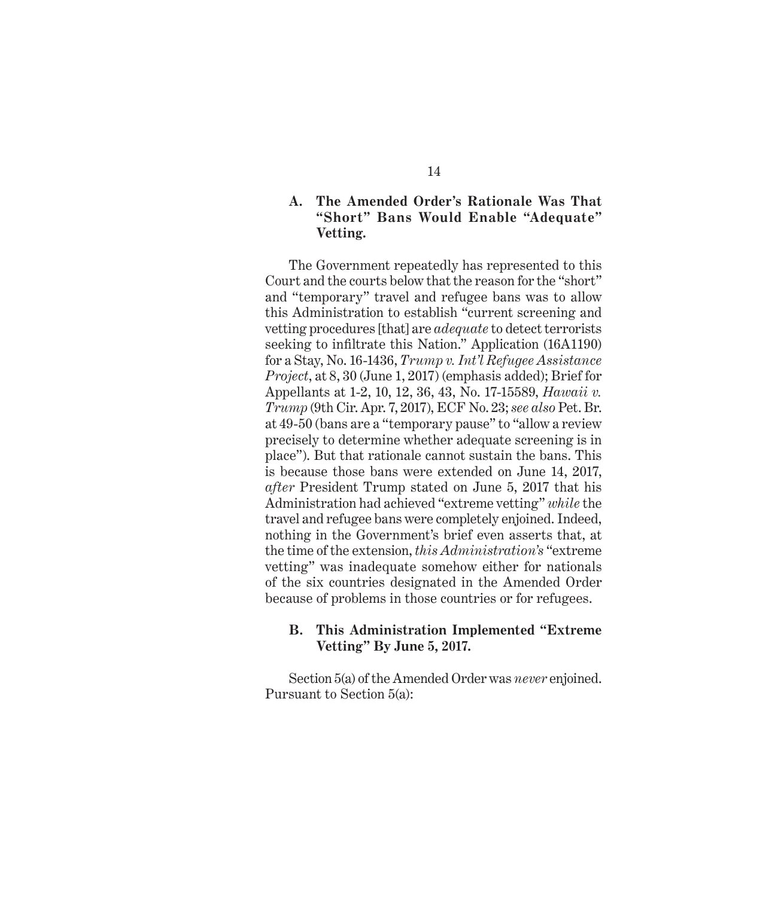### A. The Amended Order's Rationale Was That "Short" Bans Would Enable "Adequate" Vetting.

The Government repeatedly has represented to this Court and the courts below that the reason for the "short" and "temporary" travel and refugee bans was to allow this Administration to establish "current screening and vetting procedures [that] are *adequate* to detect terrorists seeking to infiltrate this Nation." Application (16A1190) for a Stay, No. 16-1436, *Trump v. Int'l Refugee Assistance Project*, at 8, 30 (June 1, 2017) (emphasis added); Brief for Appellants at 1-2, 10, 12, 36, 43, No. 17-15589, *Hawaii v. Trump* (9th Cir. Apr. 7, 2017), ECF No. 23; *see also* Pet. Br. at 49-50 (bans are a "temporary pause" to "allow a review precisely to determine whether adequate screening is in place"). But that rationale cannot sustain the bans. This is because those bans were extended on June 14, 2017, *after* President Trump stated on June 5, 2017 that his Administration had achieved "extreme vetting" *while* the travel and refugee bans were completely enjoined. Indeed, nothing in the Government's brief even asserts that, at the time of the extension, *this Administration's* "extreme vetting" was inadequate somehow either for nationals of the six countries designated in the Amended Order because of problems in those countries or for refugees.

### B. This Administration Implemented "Extreme Vetting" By June 5, 2017.

Section 5(a) of the Amended Order was *never* enjoined. Pursuant to Section 5(a):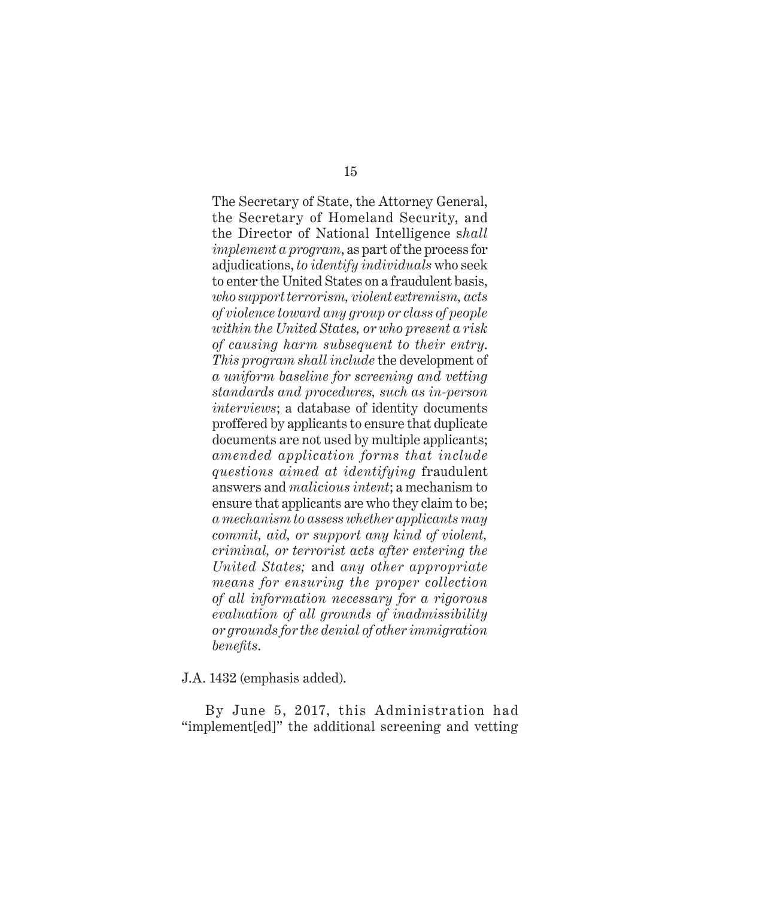> The Secretary of State, the Attorney General, the Secretary of Homeland Security, and the Director of National Intelligence s*hall implement a program*, as part of the process for adjudications, *to identify individuals* who seek to enter the United States on a fraudulent basis, *who support terrorism, violent extremism, acts of violence toward any group or class of people within the United States, or who present a risk of causing harm subsequent to their entry. This program shall include* the development of *a uniform baseline for screening and vetting standards and procedures, such as in-person interviews*; a database of identity documents proffered by applicants to ensure that duplicate documents are not used by multiple applicants; *amended application forms that include questions aimed at identifying* fraudulent answers and *malicious intent*; a mechanism to ensure that applicants are who they claim to be; *a mechanism to assess whether applicants may commit, aid, or support any kind of violent, criminal, or terrorist acts after entering the United States;* and *any other appropriate means for ensuring the proper collection of all information necessary for a rigorous evaluation of all grounds of inadmissibility or grounds for the denial of other immigration benefits*.

J.A. 1432 (emphasis added).

By June 5, 2017, this Administration had "implement[ed]" the additional screening and vetting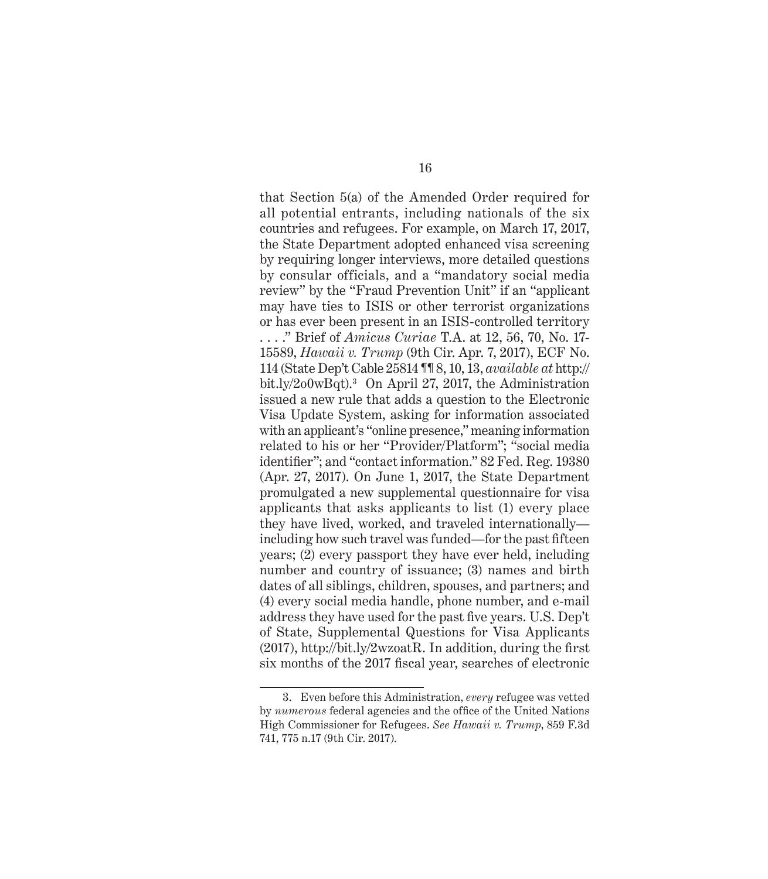that Section 5(a) of the Amended Order required for all potential entrants, including nationals of the six countries and refugees. For example, on March 17, 2017, the State Department adopted enhanced visa screening by requiring longer interviews, more detailed questions by consular officials, and a "mandatory social media review" by the "Fraud Prevention Unit" if an "applicant may have ties to ISIS or other terrorist organizations or has ever been present in an ISIS-controlled territory . . . ." Brief of *Amicus Curiae* T.A. at 12, 56, 70, No. 17-15589, *Hawaii v. Trump* (9th Cir. Apr. 7, 2017), ECF No. 114 (State Dep't Cable 25814 ¶¶ 8, 10, 13, *available at* http://bit.ly/2o0wBqt).[3] On April 27, 2017, the Administration issued a new rule that adds a question to the Electronic Visa Update System, asking for information associated with an applicant's "online presence," meaning information related to his or her "Provider/Platform"; "social media identifier"; and "contact information." 82 Fed. Reg. 19380 (Apr. 27, 2017). On June 1, 2017, the State Department promulgated a new supplemental questionnaire for visa applicants that asks applicants to list (1) every place they have lived, worked, and traveled internationally—including how such travel was funded—for the past fifteen years; (2) every passport they have ever held, including number and country of issuance; (3) names and birth dates of all siblings, children, spouses, and partners; and (4) every social media handle, phone number, and e-mail address they have used for the past five years. U.S. Dep't of State, Supplemental Questions for Visa Applicants (2017), http://bit.ly/2wzoatR. In addition, during the first six months of the 2017 fiscal year, searches of electronic

---

3. Even before this Administration, *every* refugee was vetted by *numerous* federal agencies and the office of the United Nations High Commissioner for Refugees. *See Hawaii v. Trump*, 859 F.3d 741, 775 n.17 (9th Cir. 2017).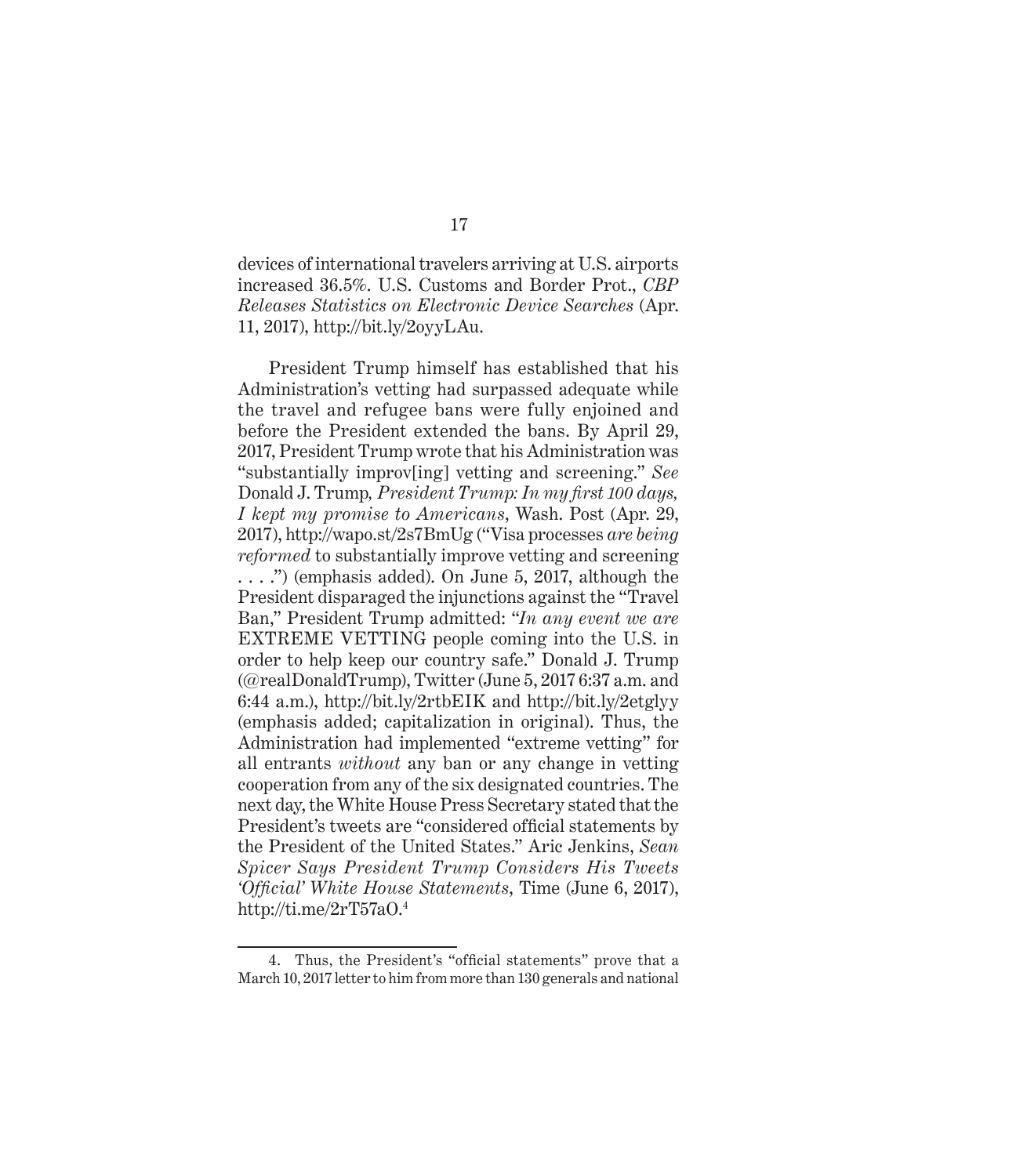devices of international travelers arriving at U.S. airports increased 36.5%. U.S. Customs and Border Prot., *CBP Releases Statistics on Electronic Device Searches* (Apr. 11, 2017), http://bit.ly/2oyyLAu.

President Trump himself has established that his Administration's vetting had surpassed adequate while the travel and refugee bans were fully enjoined and before the President extended the bans. By April 29, 2017, President Trump wrote that his Administration was "substantially improv[ing] vetting and screening." *See* Donald J. Trump, *President Trump: In my first 100 days, I kept my promise to Americans*, Wash. Post (Apr. 29, 2017), http://wapo.st/2s7BmUg ("Visa processes *are being reformed* to substantially improve vetting and screening . . . .") (emphasis added). On June 5, 2017, although the President disparaged the injunctions against the "Travel Ban," President Trump admitted: "*In any event we are* EXTREME VETTING people coming into the U.S. in order to help keep our country safe." Donald J. Trump (@realDonaldTrump), Twitter (June 5, 2017 6:37 a.m. and 6:44 a.m.), http://bit.ly/2rtbEIK and http://bit.ly/2etglyy (emphasis added; capitalization in original). Thus, the Administration had implemented "extreme vetting" for all entrants *without* any ban or any change in vetting cooperation from any of the six designated countries. The next day, the White House Press Secretary stated that the President's tweets are "considered official statements by the President of the United States." Aric Jenkins, *Sean Spicer Says President Trump Considers His Tweets 'Official' White House Statements*, Time (June 6, 2017), http://ti.me/2rT57aO.[4]

---

4. Thus, the President's "official statements" prove that a March 10, 2017 letter to him from more than 130 generals and national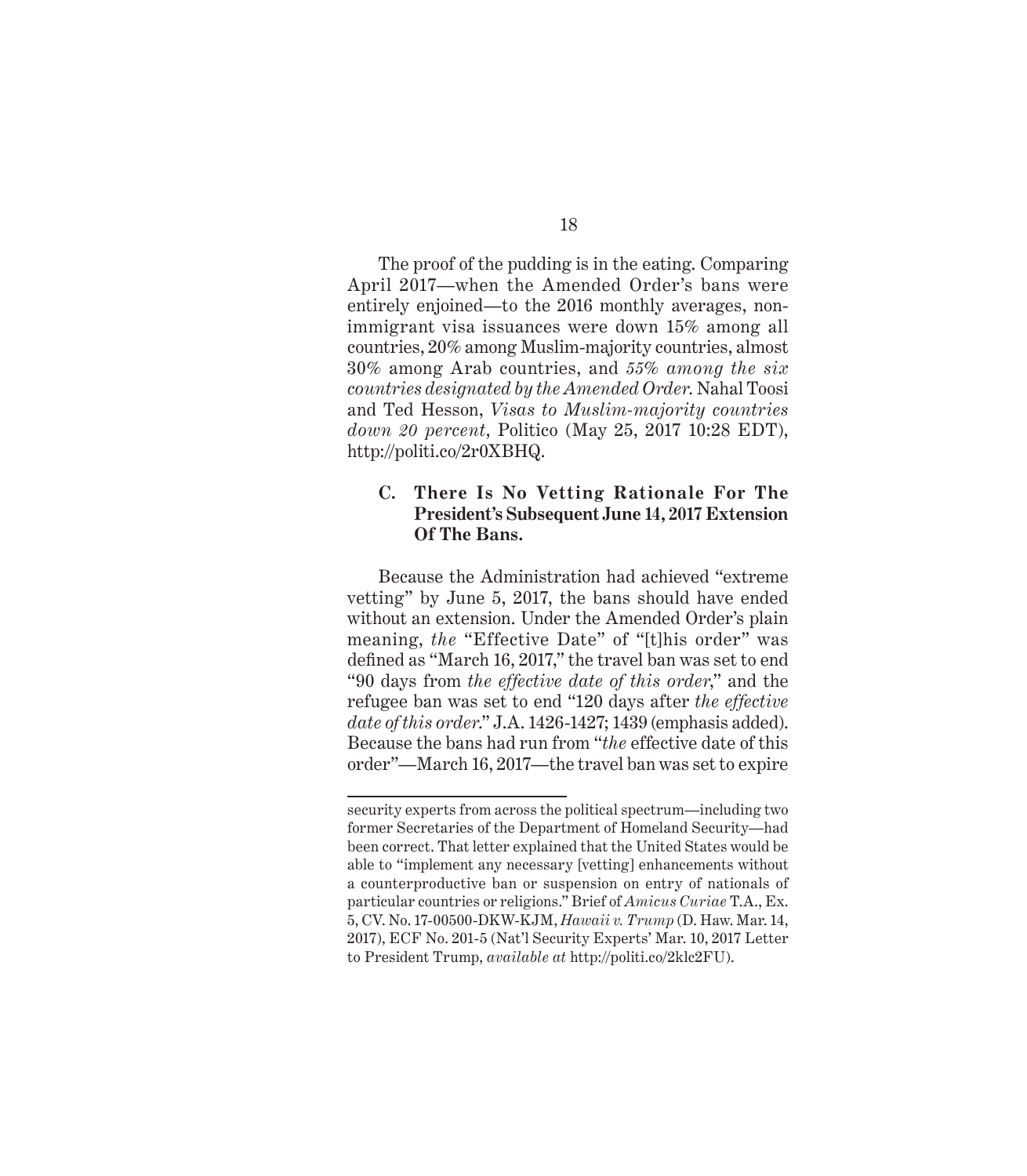The proof of the pudding is in the eating. Comparing April 2017—when the Amended Order's bans were entirely enjoined—to the 2016 monthly averages, non-immigrant visa issuances were down 15% among all countries, 20% among Muslim-majority countries, almost 30% among Arab countries, and *55% among the six countries designated by the Amended Order*. Nahal Toosi and Ted Hesson, *Visas to Muslim-majority countries down 20 percent*, Politico (May 25, 2017 10:28 EDT), http://politi.co/2r0XBHQ.

### C. There Is No Vetting Rationale For The President's Subsequent June 14, 2017 Extension Of The Bans.

Because the Administration had achieved "extreme vetting" by June 5, 2017, the bans should have ended without an extension. Under the Amended Order's plain meaning, *the* "Effective Date" of "[t]his order" was defined as "March 16, 2017," the travel ban was set to end "90 days from *the effective date of this order*," and the refugee ban was set to end "120 days after *the effective date of this order*." J.A. 1426-1427; 1439 (emphasis added). Because the bans had run from "*the* effective date of this order"—March 16, 2017—the travel ban was set to expire

---

security experts from across the political spectrum—including two former Secretaries of the Department of Homeland Security—had been correct. That letter explained that the United States would be able to "implement any necessary [vetting] enhancements without a counterproductive ban or suspension on entry of nationals of particular countries or religions." Brief of *Amicus Curiae* T.A., Ex. 5, CV. No. 17-00500-DKW-KJM, *Hawaii v. Trump* (D. Haw. Mar. 14, 2017), ECF No. 201-5 (Nat'l Security Experts' Mar. 10, 2017 Letter to President Trump, *available at* http://politi.co/2klc2FU).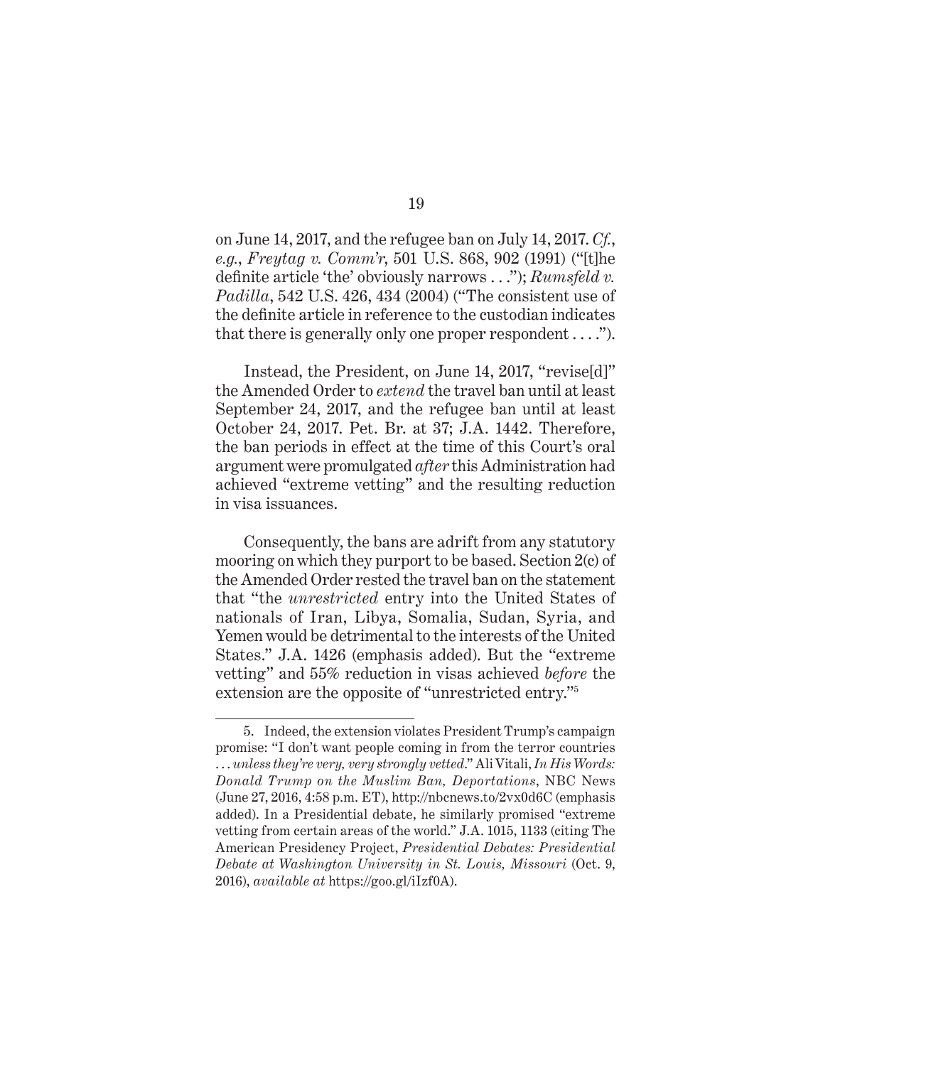on June 14, 2017, and the refugee ban on July 14, 2017. *Cf.*, *e.g.*, *Freytag v. Comm'r*, 501 U.S. 868, 902 (1991) ("[t]he definite article 'the' obviously narrows . . ."); *Rumsfeld v. Padilla*, 542 U.S. 426, 434 (2004) ("The consistent use of the definite article in reference to the custodian indicates that there is generally only one proper respondent . . . .").

Instead, the President, on June 14, 2017, "revise[d]" the Amended Order to *extend* the travel ban until at least September 24, 2017, and the refugee ban until at least October 24, 2017. Pet. Br. at 37; J.A. 1442. Therefore, the ban periods in effect at the time of this Court's oral argument were promulgated *after* this Administration had achieved "extreme vetting" and the resulting reduction in visa issuances.

Consequently, the bans are adrift from any statutory mooring on which they purport to be based. Section 2(c) of the Amended Order rested the travel ban on the statement that "the *unrestricted* entry into the United States of nationals of Iran, Libya, Somalia, Sudan, Syria, and Yemen would be detrimental to the interests of the United States." J.A. 1426 (emphasis added). But the "extreme vetting" and 55% reduction in visas achieved *before* the extension are the opposite of "unrestricted entry."[5]

---

5. Indeed, the extension violates President Trump's campaign promise: "I don't want people coming in from the terror countries . . . *unless they're very, very strongly vetted*." Ali Vitali, *In His Words: Donald Trump on the Muslim Ban, Deportations*, NBC News (June 27, 2016, 4:58 p.m. ET), http://nbcnews.to/2vx0d6C (emphasis added). In a Presidential debate, he similarly promised "extreme vetting from certain areas of the world." J.A. 1015, 1133 (citing The American Presidency Project, *Presidential Debates: Presidential Debate at Washington University in St. Louis, Missouri* (Oct. 9, 2016), *available at* https://goo.gl/iIzf0A).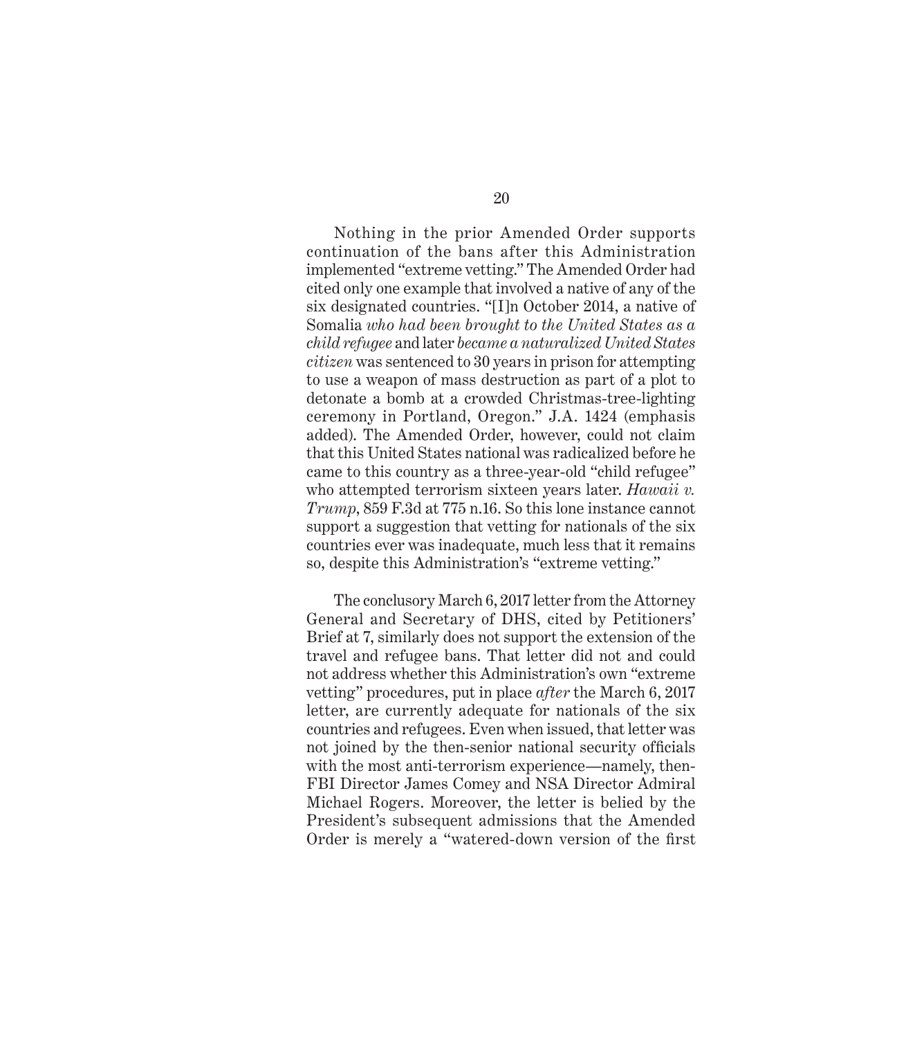Nothing in the prior Amended Order supports continuation of the bans after this Administration implemented "extreme vetting." The Amended Order had cited only one example that involved a native of any of the six designated countries. "[I]n October 2014, a native of Somalia *who had been brought to the United States as a child refugee* and later *became a naturalized United States citizen* was sentenced to 30 years in prison for attempting to use a weapon of mass destruction as part of a plot to detonate a bomb at a crowded Christmas-tree-lighting ceremony in Portland, Oregon." J.A. 1424 (emphasis added). The Amended Order, however, could not claim that this United States national was radicalized before he came to this country as a three-year-old "child refugee" who attempted terrorism sixteen years later. *Hawaii v. Trump*, 859 F.3d at 775 n.16. So this lone instance cannot support a suggestion that vetting for nationals of the six countries ever was inadequate, much less that it remains so, despite this Administration's "extreme vetting."

The conclusory March 6, 2017 letter from the Attorney General and Secretary of DHS, cited by Petitioners' Brief at 7, similarly does not support the extension of the travel and refugee bans. That letter did not and could not address whether this Administration's own "extreme vetting" procedures, put in place *after* the March 6, 2017 letter, are currently adequate for nationals of the six countries and refugees. Even when issued, that letter was not joined by the then-senior national security officials with the most anti-terrorism experience—namely, then-FBI Director James Comey and NSA Director Admiral Michael Rogers. Moreover, the letter is belied by the President's subsequent admissions that the Amended Order is merely a "watered-down version of the first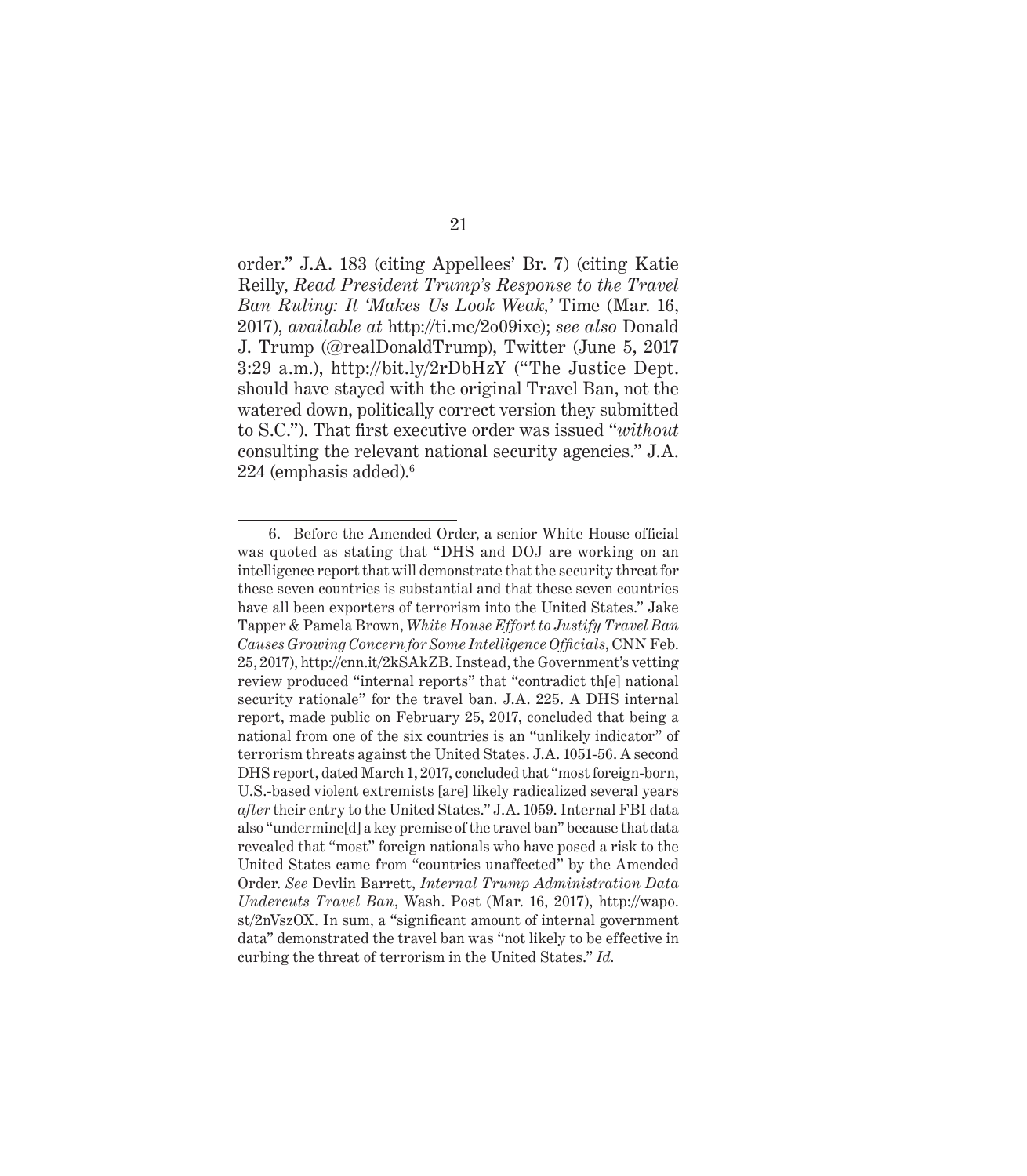order." J.A. 183 (citing Appellees' Br. 7) (citing Katie Reilly, *Read President Trump's Response to the Travel Ban Ruling: It 'Makes Us Look Weak,'* Time (Mar. 16, 2017), *available at* http://ti.me/2o09ixe); *see also* Donald J. Trump (@realDonaldTrump), Twitter (June 5, 2017 3:29 a.m.), http://bit.ly/2rDbHzY ("The Justice Dept. should have stayed with the original Travel Ban, not the watered down, politically correct version they submitted to S.C."). That first executive order was issued "*without* consulting the relevant national security agencies." J.A. 224 (emphasis added).[6]

---

6. Before the Amended Order, a senior White House official was quoted as stating that "DHS and DOJ are working on an intelligence report that will demonstrate that the security threat for these seven countries is substantial and that these seven countries have all been exporters of terrorism into the United States." Jake Tapper & Pamela Brown, *White House Effort to Justify Travel Ban Causes Growing Concern for Some Intelligence Officials*, CNN Feb. 25, 2017), http://cnn.it/2kSAkZB. Instead, the Government's vetting review produced "internal reports" that "contradict th[e] national security rationale" for the travel ban. J.A. 225. A DHS internal report, made public on February 25, 2017, concluded that being a national from one of the six countries is an "unlikely indicator" of terrorism threats against the United States. J.A. 1051-56. A second DHS report, dated March 1, 2017, concluded that "most foreign-born, U.S.-based violent extremists [are] likely radicalized several years *after* their entry to the United States." J.A. 1059. Internal FBI data also "undermine[d] a key premise of the travel ban" because that data revealed that "most" foreign nationals who have posed a risk to the United States came from "countries unaffected" by the Amended Order. *See* Devlin Barrett, *Internal Trump Administration Data Undercuts Travel Ban*, Wash. Post (Mar. 16, 2017), http://wapo.st/2nVszOX. In sum, a "significant amount of internal government data" demonstrated the travel ban was "not likely to be effective in curbing the threat of terrorism in the United States." *Id.*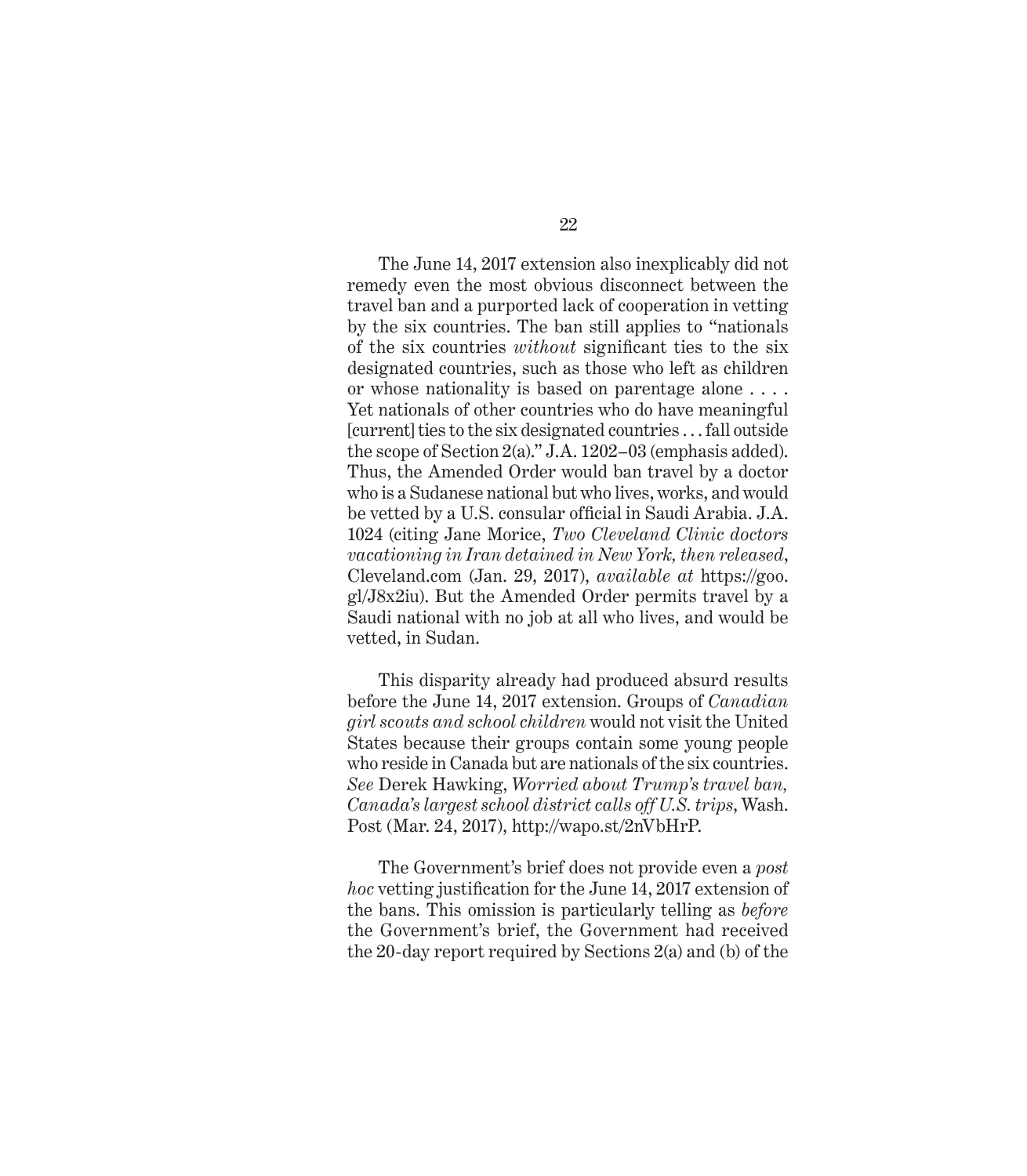The June 14, 2017 extension also inexplicably did not remedy even the most obvious disconnect between the travel ban and a purported lack of cooperation in vetting by the six countries. The ban still applies to "nationals of the six countries *without* significant ties to the six designated countries, such as those who left as children or whose nationality is based on parentage alone . . . . Yet nationals of other countries who do have meaningful [current] ties to the six designated countries . . . fall outside the scope of Section 2(a)." J.A. 1202–03 (emphasis added). Thus, the Amended Order would ban travel by a doctor who is a Sudanese national but who lives, works, and would be vetted by a U.S. consular official in Saudi Arabia. J.A. 1024 (citing Jane Morice, *Two Cleveland Clinic doctors vacationing in Iran detained in New York, then released*, Cleveland.com (Jan. 29, 2017), *available at* https://goo.gl/J8x2iu). But the Amended Order permits travel by a Saudi national with no job at all who lives, and would be vetted, in Sudan.

This disparity already had produced absurd results before the June 14, 2017 extension. Groups of *Canadian girl scouts and school children* would not visit the United States because their groups contain some young people who reside in Canada but are nationals of the six countries. *See* Derek Hawking, *Worried about Trump's travel ban, Canada's largest school district calls off U.S. trips*, Wash. Post (Mar. 24, 2017), http://wapo.st/2nVbHrP.

The Government's brief does not provide even a *post hoc* vetting justification for the June 14, 2017 extension of the bans. This omission is particularly telling as *before* the Government's brief, the Government had received the 20-day report required by Sections 2(a) and (b) of the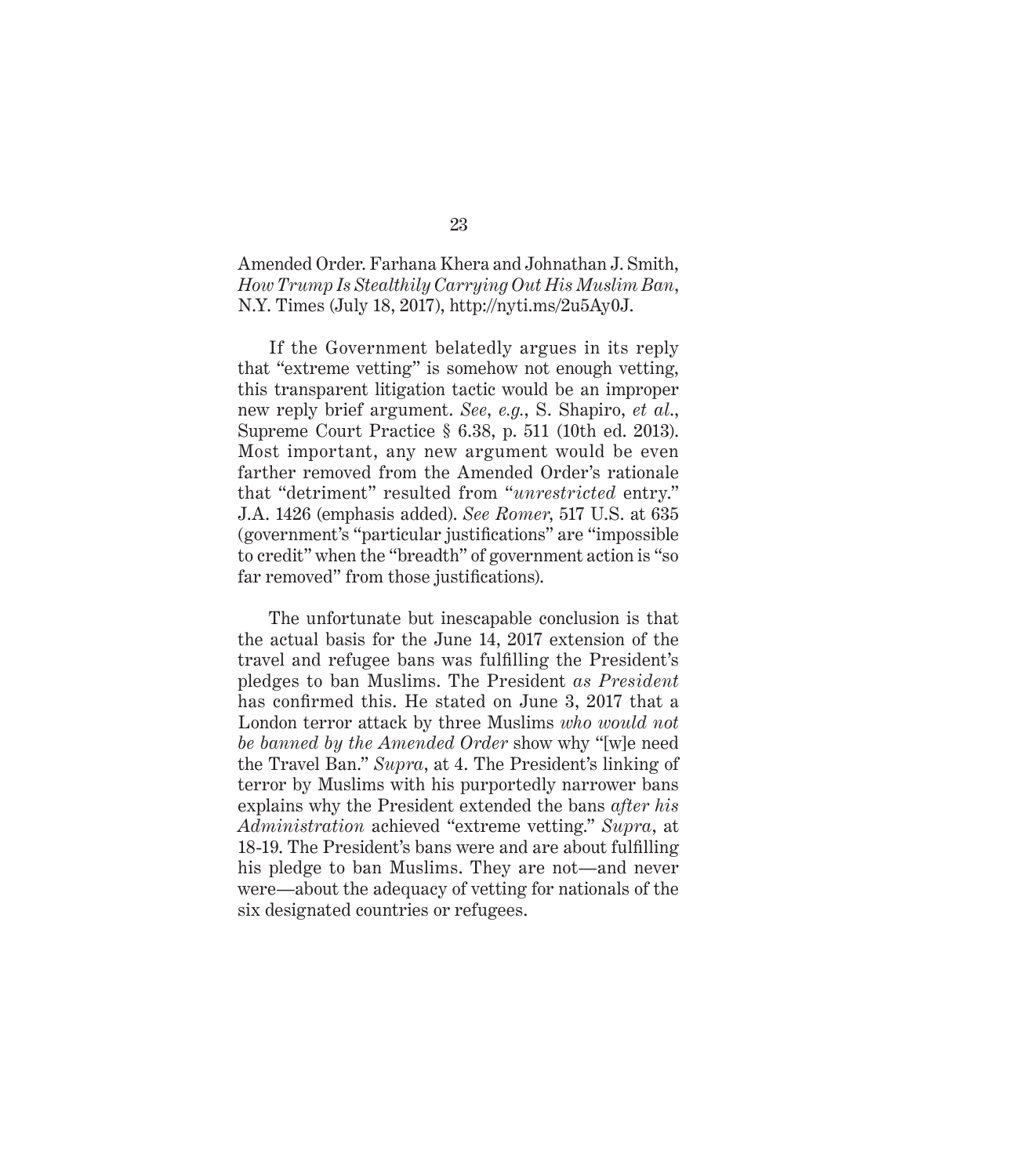Amended Order. Farhana Khera and Johnathan J. Smith, *How Trump Is Stealthily Carrying Out His Muslim Ban*, N.Y. Times (July 18, 2017), http://nyti.ms/2u5Ay0J.

If the Government belatedly argues in its reply that "extreme vetting" is somehow not enough vetting, this transparent litigation tactic would be an improper new reply brief argument. *See, e.g.*, S. Shapiro, *et al.*, Supreme Court Practice § 6.38, p. 511 (10th ed. 2013). Most important, any new argument would be even farther removed from the Amended Order's rationale that "detriment" resulted from "*unrestricted* entry." J.A. 1426 (emphasis added). *See Romer*, 517 U.S. at 635 (government's "particular justifications" are "impossible to credit" when the "breadth" of government action is "so far removed" from those justifications).

The unfortunate but inescapable conclusion is that the actual basis for the June 14, 2017 extension of the travel and refugee bans was fulfilling the President's pledges to ban Muslims. The President *as President* has confirmed this. He stated on June 3, 2017 that a London terror attack by three Muslims *who would not be banned by the Amended Order* show why "[w]e need the Travel Ban." *Supra*, at 4. The President's linking of terror by Muslims with his purportedly narrower bans explains why the President extended the bans *after his Administration* achieved "extreme vetting." *Supra*, at 18-19. The President's bans were and are about fulfilling his pledge to ban Muslims. They are not—and never were—about the adequacy of vetting for nationals of the six designated countries or refugees.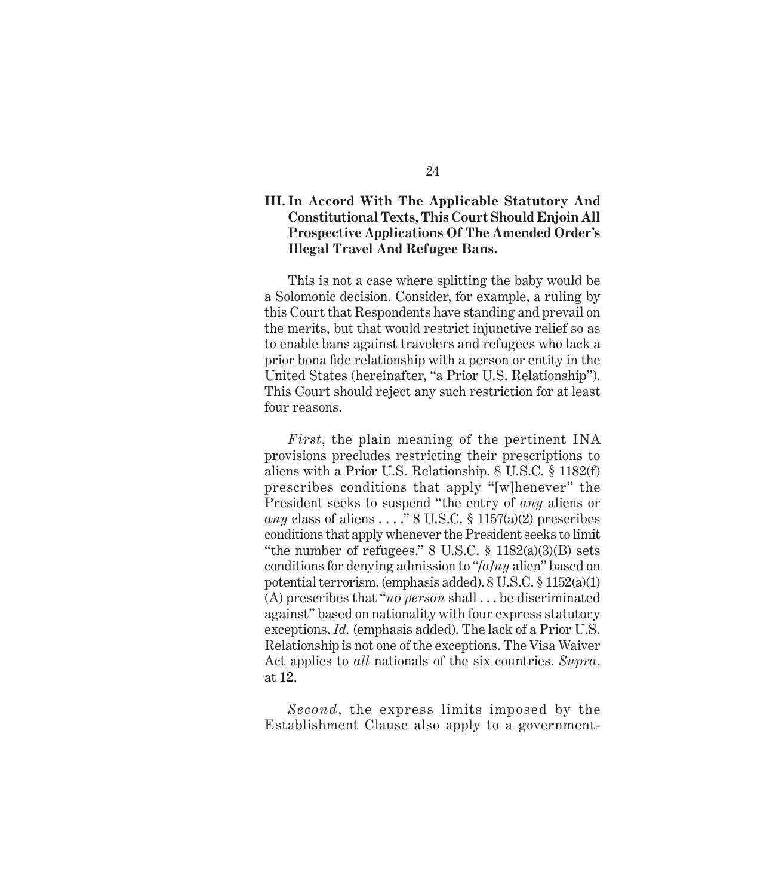### III. In Accord With The Applicable Statutory And Constitutional Texts, This Court Should Enjoin All Prospective Applications Of The Amended Order's Illegal Travel And Refugee Bans.

This is not a case where splitting the baby would be a Solomonic decision. Consider, for example, a ruling by this Court that Respondents have standing and prevail on the merits, but that would restrict injunctive relief so as to enable bans against travelers and refugees who lack a prior bona fide relationship with a person or entity in the United States (hereinafter, "a Prior U.S. Relationship"). This Court should reject any such restriction for at least four reasons.

*First*, the plain meaning of the pertinent INA provisions precludes restricting their prescriptions to aliens with a Prior U.S. Relationship. 8 U.S.C. § 1182(f) prescribes conditions that apply "[w]henever" the President seeks to suspend "the entry of *any* aliens or *any* class of aliens . . . ." 8 U.S.C. § 1157(a)(2) prescribes conditions that apply whenever the President seeks to limit "the number of refugees." 8 U.S.C. § 1182(a)(3)(B) sets conditions for denying admission to "*[a]ny* alien" based on potential terrorism. (emphasis added). 8 U.S.C. § 1152(a)(1)(A) prescribes that "*no person* shall . . . be discriminated against" based on nationality with four express statutory exceptions. *Id.* (emphasis added). The lack of a Prior U.S. Relationship is not one of the exceptions. The Visa Waiver Act applies to *all* nationals of the six countries. *Supra*, at 12.

*Second*, the express limits imposed by the Establishment Clause also apply to a government-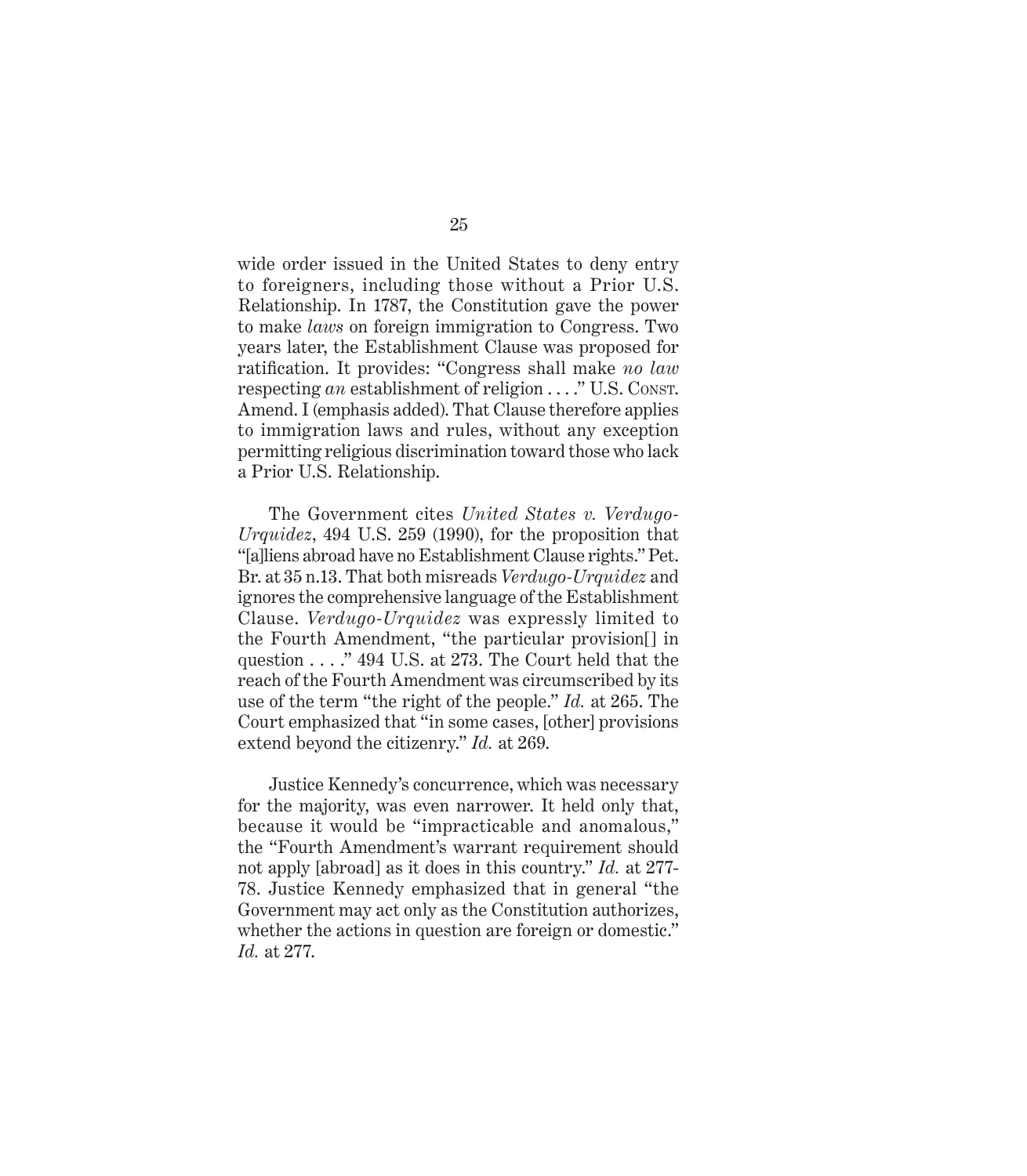wide order issued in the United States to deny entry to foreigners, including those without a Prior U.S. Relationship. In 1787, the Constitution gave the power to make *laws* on foreign immigration to Congress. Two years later, the Establishment Clause was proposed for ratification. It provides: "Congress shall make *no law* respecting *an* establishment of religion . . . ." U.S. Const. Amend. I (emphasis added). That Clause therefore applies to immigration laws and rules, without any exception permitting religious discrimination toward those who lack a Prior U.S. Relationship.

The Government cites *United States v. Verdugo-Urquidez*, 494 U.S. 259 (1990), for the proposition that "[a]liens abroad have no Establishment Clause rights." Pet. Br. at 35 n.13. That both misreads *Verdugo-Urquidez* and ignores the comprehensive language of the Establishment Clause. *Verdugo-Urquidez* was expressly limited to the Fourth Amendment, "the particular provision[] in question . . . ." 494 U.S. at 273. The Court held that the reach of the Fourth Amendment was circumscribed by its use of the term "the right of the people." *Id.* at 265. The Court emphasized that "in some cases, [other] provisions extend beyond the citizenry." *Id.* at 269.

Justice Kennedy's concurrence, which was necessary for the majority, was even narrower. It held only that, because it would be "impracticable and anomalous," the "Fourth Amendment's warrant requirement should not apply [abroad] as it does in this country." *Id.* at 277-78. Justice Kennedy emphasized that in general "the Government may act only as the Constitution authorizes, whether the actions in question are foreign or domestic." *Id.* at 277.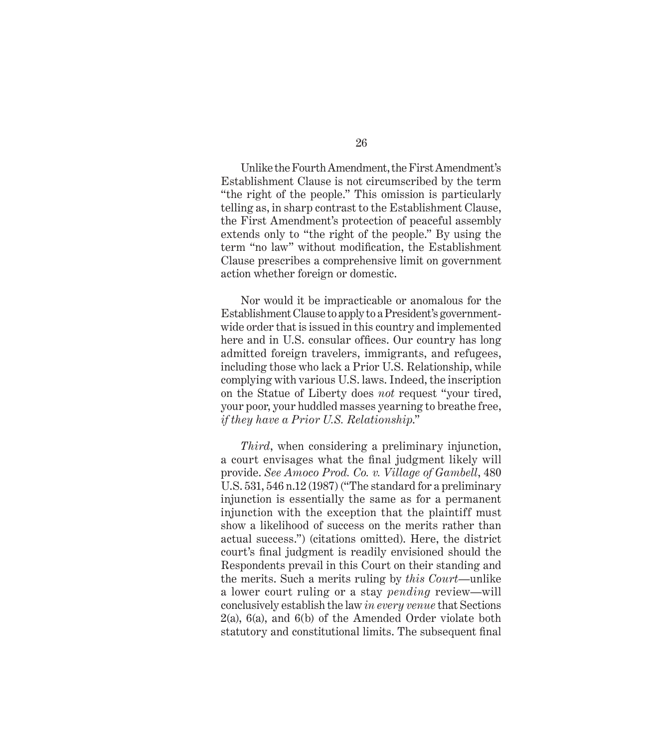Unlike the Fourth Amendment, the First Amendment's Establishment Clause is not circumscribed by the term "the right of the people." This omission is particularly telling as, in sharp contrast to the Establishment Clause, the First Amendment's protection of peaceful assembly extends only to "the right of the people." By using the term "no law" without modification, the Establishment Clause prescribes a comprehensive limit on government action whether foreign or domestic.

Nor would it be impracticable or anomalous for the Establishment Clause to apply to a President's government-wide order that is issued in this country and implemented here and in U.S. consular offices. Our country has long admitted foreign travelers, immigrants, and refugees, including those who lack a Prior U.S. Relationship, while complying with various U.S. laws. Indeed, the inscription on the Statue of Liberty does *not* request "your tired, your poor, your huddled masses yearning to breathe free, *if they have a Prior U.S. Relationship*."

*Third*, when considering a preliminary injunction, a court envisages what the final judgment likely will provide. *See Amoco Prod. Co. v. Village of Gambell*, 480 U.S. 531, 546 n.12 (1987) ("The standard for a preliminary injunction is essentially the same as for a permanent injunction with the exception that the plaintiff must show a likelihood of success on the merits rather than actual success.") (citations omitted). Here, the district court's final judgment is readily envisioned should the Respondents prevail in this Court on their standing and the merits. Such a merits ruling by *this Court*—unlike a lower court ruling or a stay *pending* review—will conclusively establish the law *in every venue* that Sections 2(a), 6(a), and 6(b) of the Amended Order violate both statutory and constitutional limits. The subsequent final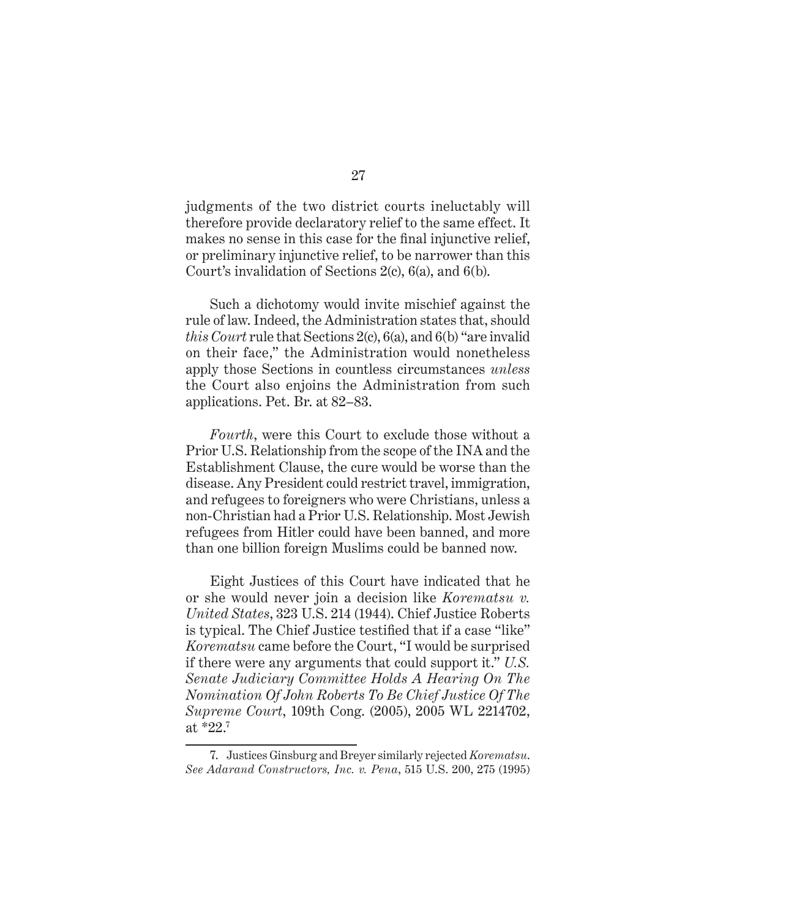judgments of the two district courts ineluctably will therefore provide declaratory relief to the same effect. It makes no sense in this case for the final injunctive relief, or preliminary injunctive relief, to be narrower than this Court's invalidation of Sections 2(c), 6(a), and 6(b).

Such a dichotomy would invite mischief against the rule of law. Indeed, the Administration states that, should *this Court* rule that Sections 2(c), 6(a), and 6(b) "are invalid on their face," the Administration would nonetheless apply those Sections in countless circumstances *unless* the Court also enjoins the Administration from such applications. Pet. Br. at 82–83.

*Fourth*, were this Court to exclude those without a Prior U.S. Relationship from the scope of the INA and the Establishment Clause, the cure would be worse than the disease. Any President could restrict travel, immigration, and refugees to foreigners who were Christians, unless a non-Christian had a Prior U.S. Relationship. Most Jewish refugees from Hitler could have been banned, and more than one billion foreign Muslims could be banned now.

Eight Justices of this Court have indicated that he or she would never join a decision like *Korematsu v. United States*, 323 U.S. 214 (1944). Chief Justice Roberts is typical. The Chief Justice testified that if a case "like" *Korematsu* came before the Court, "I would be surprised if there were any arguments that could support it." *U.S. Senate Judiciary Committee Holds A Hearing On The Nomination Of John Roberts To Be Chief Justice Of The Supreme Court*, 109th Cong. (2005), 2005 WL 2214702, at *22.[7]

---

7. Justices Ginsburg and Breyer similarly rejected *Korematsu*. *See Adarand Constructors, Inc. v. Pena*, 515 U.S. 200, 275 (1995)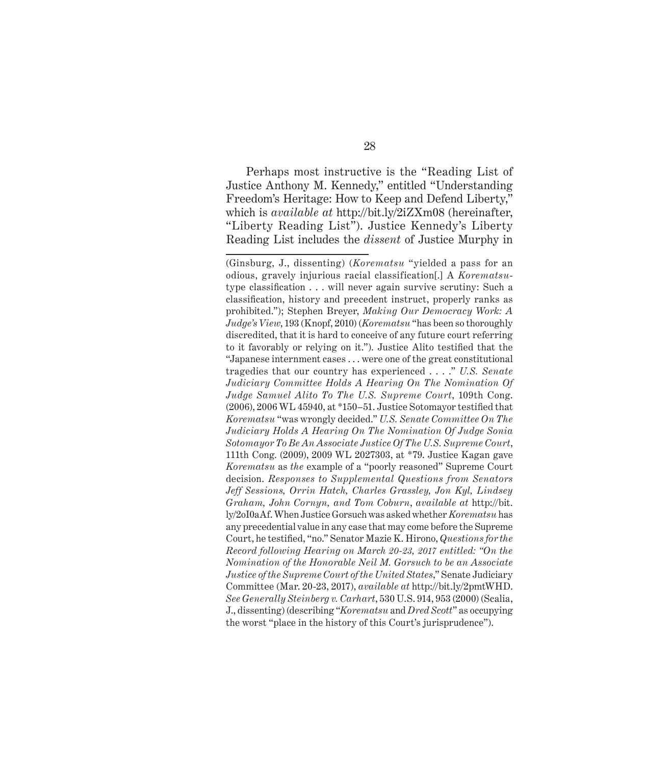Perhaps most instructive is the "Reading List of Justice Anthony M. Kennedy," entitled "Understanding Freedom's Heritage: How to Keep and Defend Liberty," which is *available at* http://bit.ly/2iZXm08 (hereinafter, "Liberty Reading List"). Justice Kennedy's Liberty Reading List includes the *dissent* of Justice Murphy in

---

(Ginsburg, J., dissenting) (*Korematsu* "yielded a pass for an odious, gravely injurious racial classification[.] A *Korematsu*-type classification . . . will never again survive scrutiny: Such a classification, history and precedent instruct, properly ranks as prohibited."); Stephen Breyer, *Making Our Democracy Work: A Judge's View*, 193 (Knopf, 2010) (*Korematsu* "has been so thoroughly discredited, that it is hard to conceive of any future court referring to it favorably or relying on it."). Justice Alito testified that the "Japanese internment cases . . . were one of the great constitutional tragedies that our country has experienced . . . ." *U.S. Senate Judiciary Committee Holds A Hearing On The Nomination Of Judge Samuel Alito To The U.S. Supreme Court*, 109th Cong. (2006), 2006 WL 45940, at *150–51. Justice Sotomayor testified that *Korematsu* "was wrongly decided." *U.S. Senate Committee On The Judiciary Holds A Hearing On The Nomination Of Judge Sonia Sotomayor To Be An Associate Justice Of The U.S. Supreme Court*, 111th Cong. (2009), 2009 WL 2027303, at *79. Justice Kagan gave *Korematsu* as *the* example of a "poorly reasoned" Supreme Court decision. *Responses to Supplemental Questions from Senators Jeff Sessions, Orrin Hatch, Charles Grassley, Jon Kyl, Lindsey Graham, John Cornyn, and Tom Coburn*, *available at* http://bit.ly/2oI0aAf. When Justice Gorsuch was asked whether *Korematsu* has any precedential value in any case that may come before the Supreme Court, he testified, "no." Senator Mazie K. Hirono, *Questions for the Record following Hearing on March 20-23, 2017 entitled: "On the Nomination of the Honorable Neil M. Gorsuch to be an Associate Justice of the Supreme Court of the United States*," Senate Judiciary Committee (Mar. 20-23, 2017), *available at* http://bit.ly/2pmtWHD. *See Generally Steinberg v. Carhart*, 530 U.S. 914, 953 (2000) (Scalia, J., dissenting) (describing "*Korematsu* and *Dred Scott*" as occupying the worst "place in the history of this Court's jurisprudence").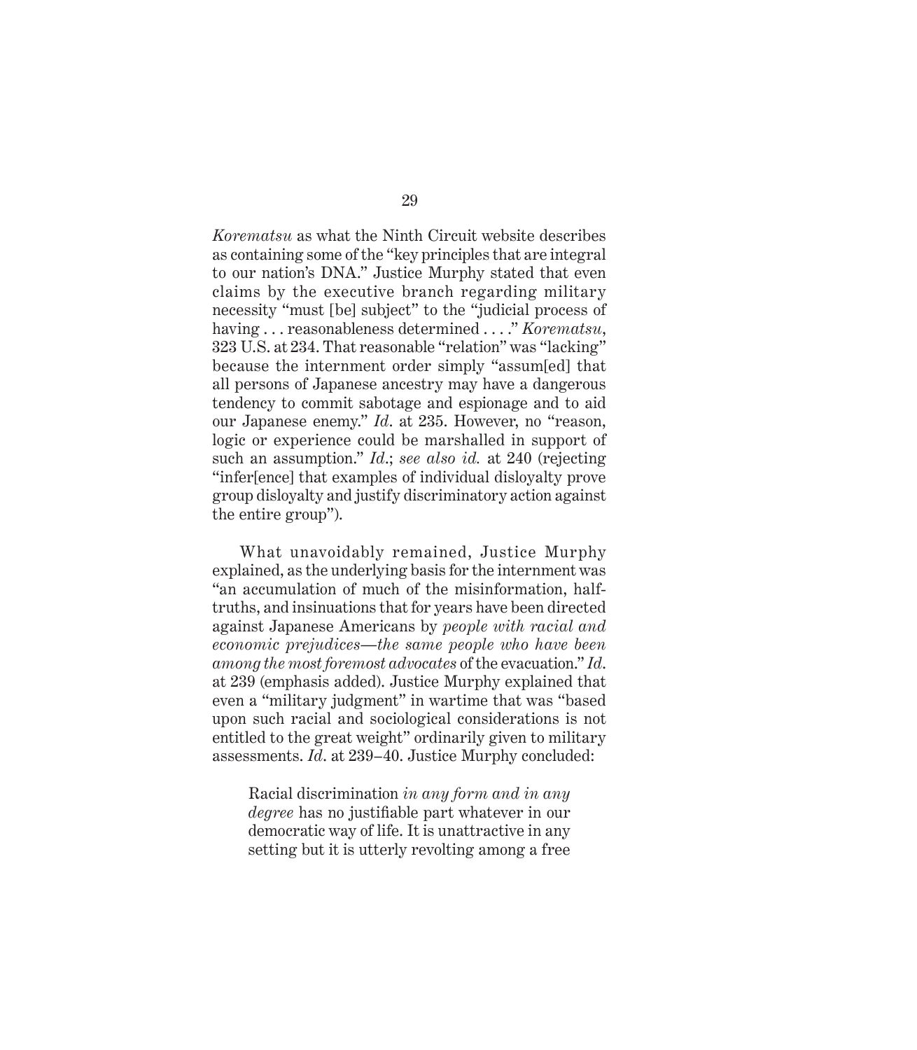*Korematsu* as what the Ninth Circuit website describes as containing some of the "key principles that are integral to our nation's DNA." Justice Murphy stated that even claims by the executive branch regarding military necessity "must [be] subject" to the "judicial process of having . . . reasonableness determined . . . ." *Korematsu*, 323 U.S. at 234. That reasonable "relation" was "lacking" because the internment order simply "assum[ed] that all persons of Japanese ancestry may have a dangerous tendency to commit sabotage and espionage and to aid our Japanese enemy." *Id*. at 235. However, no "reason, logic or experience could be marshalled in support of such an assumption." *Id*.; *see also id.* at 240 (rejecting "infer[ence] that examples of individual disloyalty prove group disloyalty and justify discriminatory action against the entire group").

What unavoidably remained, Justice Murphy explained, as the underlying basis for the internment was "an accumulation of much of the misinformation, half-truths, and insinuations that for years have been directed against Japanese Americans by *people with racial and economic prejudices—the same people who have been among the most foremost advocates* of the evacuation." *Id*. at 239 (emphasis added). Justice Murphy explained that even a "military judgment" in wartime that was "based upon such racial and sociological considerations is not entitled to the great weight" ordinarily given to military assessments. *Id*. at 239–40. Justice Murphy concluded:

> Racial discrimination *in any form and in any degree* has no justifiable part whatever in our democratic way of life. It is unattractive in any setting but it is utterly revolting among a free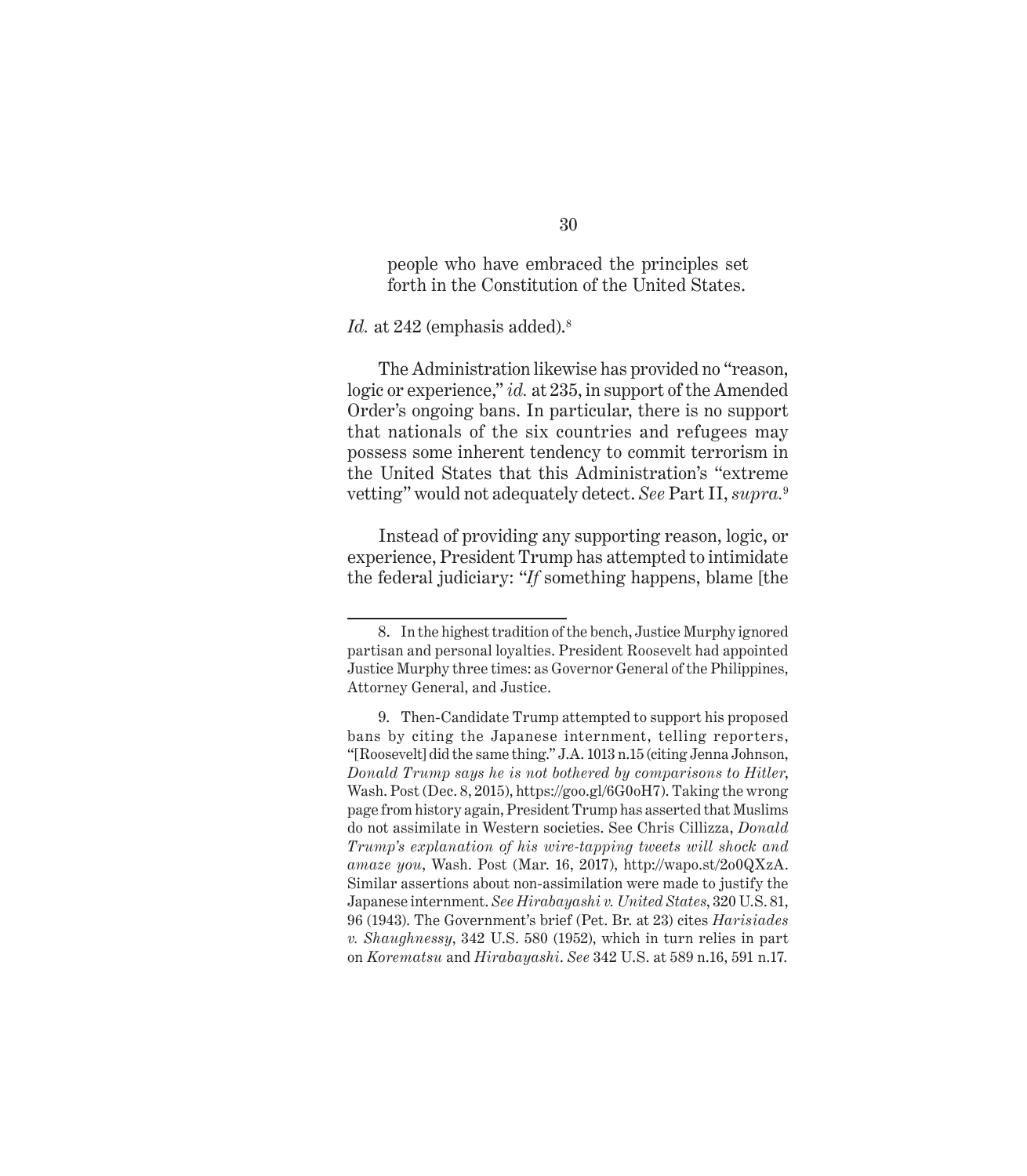> people who have embraced the principles set forth in the Constitution of the United States.

*Id.* at 242 (emphasis added).[8]

The Administration likewise has provided no "reason, logic or experience," *id.* at 235, in support of the Amended Order's ongoing bans. In particular, there is no support that nationals of the six countries and refugees may possess some inherent tendency to commit terrorism in the United States that this Administration's "extreme vetting" would not adequately detect. *See* Part II, *supra.*[9]

Instead of providing any supporting reason, logic, or experience, President Trump has attempted to intimidate the federal judiciary: "*If* something happens, blame [the

---

8. In the highest tradition of the bench, Justice Murphy ignored partisan and personal loyalties. President Roosevelt had appointed Justice Murphy three times: as Governor General of the Philippines, Attorney General, and Justice.

9. Then-Candidate Trump attempted to support his proposed bans by citing the Japanese internment, telling reporters, "[Roosevelt] did the same thing." J.A. 1013 n.15 (citing Jenna Johnson, *Donald Trump says he is not bothered by comparisons to Hitler*, Wash. Post (Dec. 8, 2015), https://goo.gl/6G0oH7). Taking the wrong page from history again, President Trump has asserted that Muslims do not assimilate in Western societies. See Chris Cillizza, *Donald Trump's explanation of his wire-tapping tweets will shock and amaze you*, Wash. Post (Mar. 16, 2017), http://wapo.st/2o0QXzA. Similar assertions about non-assimilation were made to justify the Japanese internment. *See Hirabayashi v. United States*, 320 U.S. 81, 96 (1943). The Government's brief (Pet. Br. at 23) cites *Harisiades v. Shaughnessy*, 342 U.S. 580 (1952), which in turn relies in part on *Korematsu* and *Hirabayashi*. *See* 342 U.S. at 589 n.16, 591 n.17.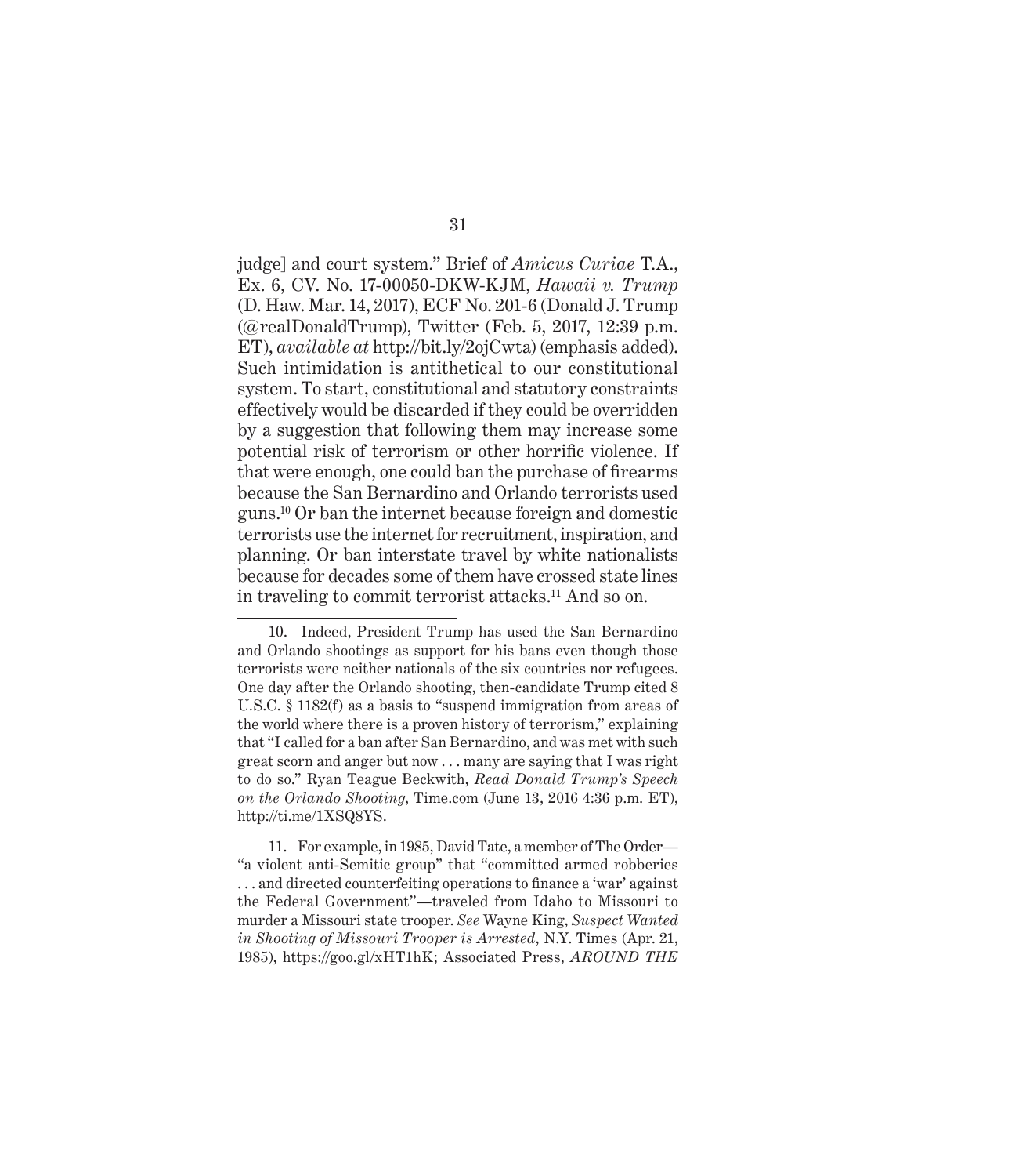judge] and court system." Brief of *Amicus Curiae* T.A., Ex. 6, CV. No. 17-00050-DKW-KJM, *Hawaii v. Trump* (D. Haw. Mar. 14, 2017), ECF No. 201-6 (Donald J. Trump (@realDonaldTrump), Twitter (Feb. 5, 2017, 12:39 p.m. ET), *available at* http://bit.ly/2ojCwta) (emphasis added). Such intimidation is antithetical to our constitutional system. To start, constitutional and statutory constraints effectively would be discarded if they could be overridden by a suggestion that following them may increase some potential risk of terrorism or other horrific violence. If that were enough, one could ban the purchase of firearms because the San Bernardino and Orlando terrorists used guns.[10] Or ban the internet because foreign and domestic terrorists use the internet for recruitment, inspiration, and planning. Or ban interstate travel by white nationalists because for decades some of them have crossed state lines in traveling to commit terrorist attacks.[11] And so on.

---

10. Indeed, President Trump has used the San Bernardino and Orlando shootings as support for his bans even though those terrorists were neither nationals of the six countries nor refugees. One day after the Orlando shooting, then-candidate Trump cited 8 U.S.C. § 1182(f) as a basis to "suspend immigration from areas of the world where there is a proven history of terrorism," explaining that "I called for a ban after San Bernardino, and was met with such great scorn and anger but now . . . many are saying that I was right to do so." Ryan Teague Beckwith, *Read Donald Trump's Speech on the Orlando Shooting*, Time.com (June 13, 2016 4:36 p.m. ET), http://ti.me/1XSQ8YS.

11. For example, in 1985, David Tate, a member of The Order— "a violent anti-Semitic group" that "committed armed robberies . . . and directed counterfeiting operations to finance a 'war' against the Federal Government"—traveled from Idaho to Missouri to murder a Missouri state trooper. *See* Wayne King, *Suspect Wanted in Shooting of Missouri Trooper is Arrested*, N.Y. Times (Apr. 21, 1985), https://goo.gl/xHT1hK; Associated Press, *AROUND THE*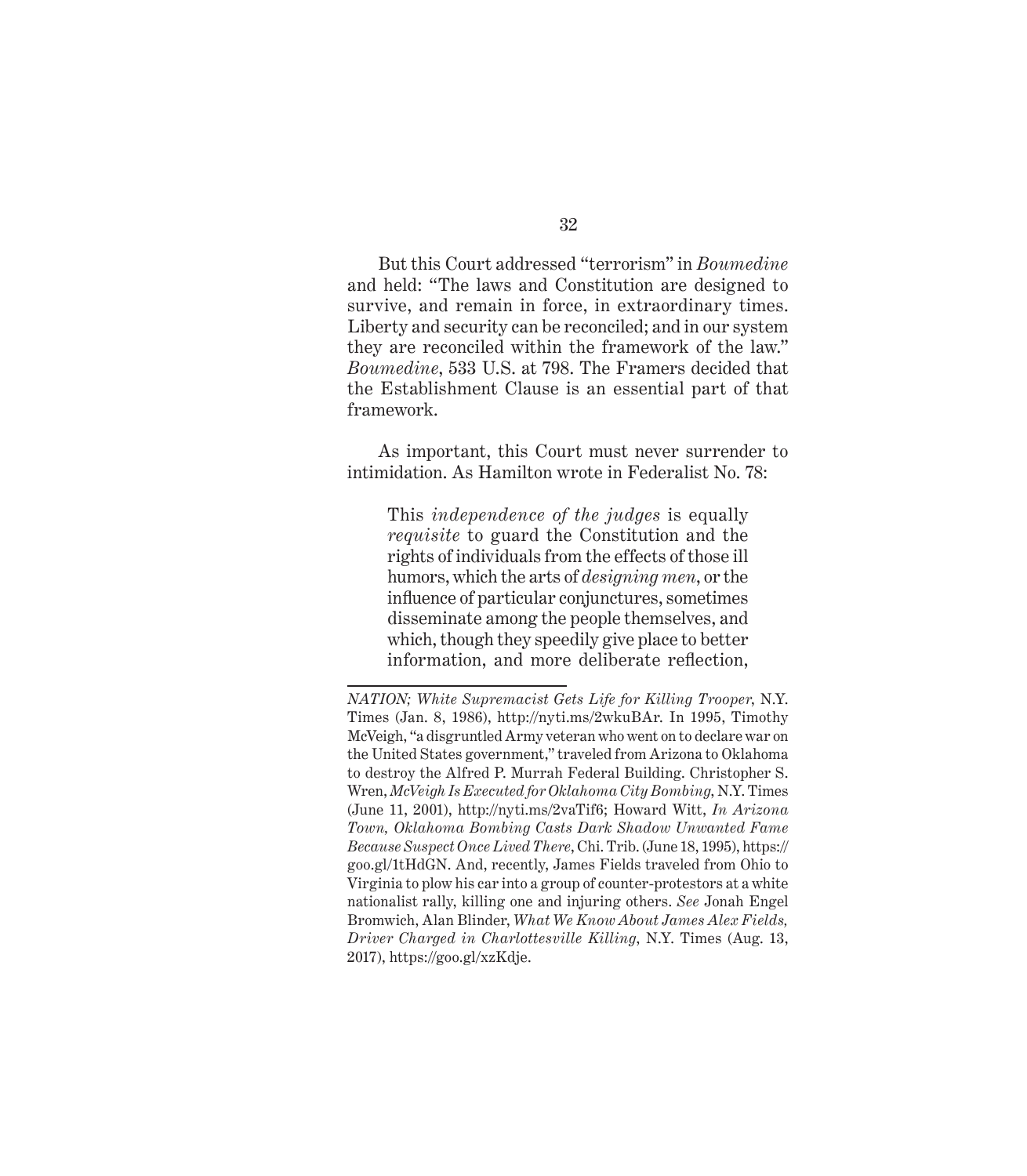But this Court addressed "terrorism" in *Boumedine* and held: "The laws and Constitution are designed to survive, and remain in force, in extraordinary times. Liberty and security can be reconciled; and in our system they are reconciled within the framework of the law." *Boumedine*, 533 U.S. at 798. The Framers decided that the Establishment Clause is an essential part of that framework.

As important, this Court must never surrender to intimidation. As Hamilton wrote in Federalist No. 78:

> This *independence of the judges* is equally *requisite* to guard the Constitution and the rights of individuals from the effects of those ill humors, which the arts of *designing men*, or the influence of particular conjunctures, sometimes disseminate among the people themselves, and which, though they speedily give place to better information, and more deliberate reflection,

---

*NATION; White Supremacist Gets Life for Killing Trooper*, N.Y. Times (Jan. 8, 1986), http://nyti.ms/2wkuBAr. In 1995, Timothy McVeigh, "a disgruntled Army veteran who went on to declare war on the United States government," traveled from Arizona to Oklahoma to destroy the Alfred P. Murrah Federal Building. Christopher S. Wren, *McVeigh Is Executed for Oklahoma City Bombing*, N.Y. Times (June 11, 2001), http://nyti.ms/2vaTif6; Howard Witt, *In Arizona Town, Oklahoma Bombing Casts Dark Shadow Unwanted Fame Because Suspect Once Lived There*, Chi. Trib. (June 18, 1995), https://goo.gl/1tHdGN. And, recently, James Fields traveled from Ohio to Virginia to plow his car into a group of counter-protestors at a white nationalist rally, killing one and injuring others. *See* Jonah Engel Bromwich, Alan Blinder, *What We Know About James Alex Fields, Driver Charged in Charlottesville Killing*, N.Y. Times (Aug. 13, 2017), https://goo.gl/xzKdje.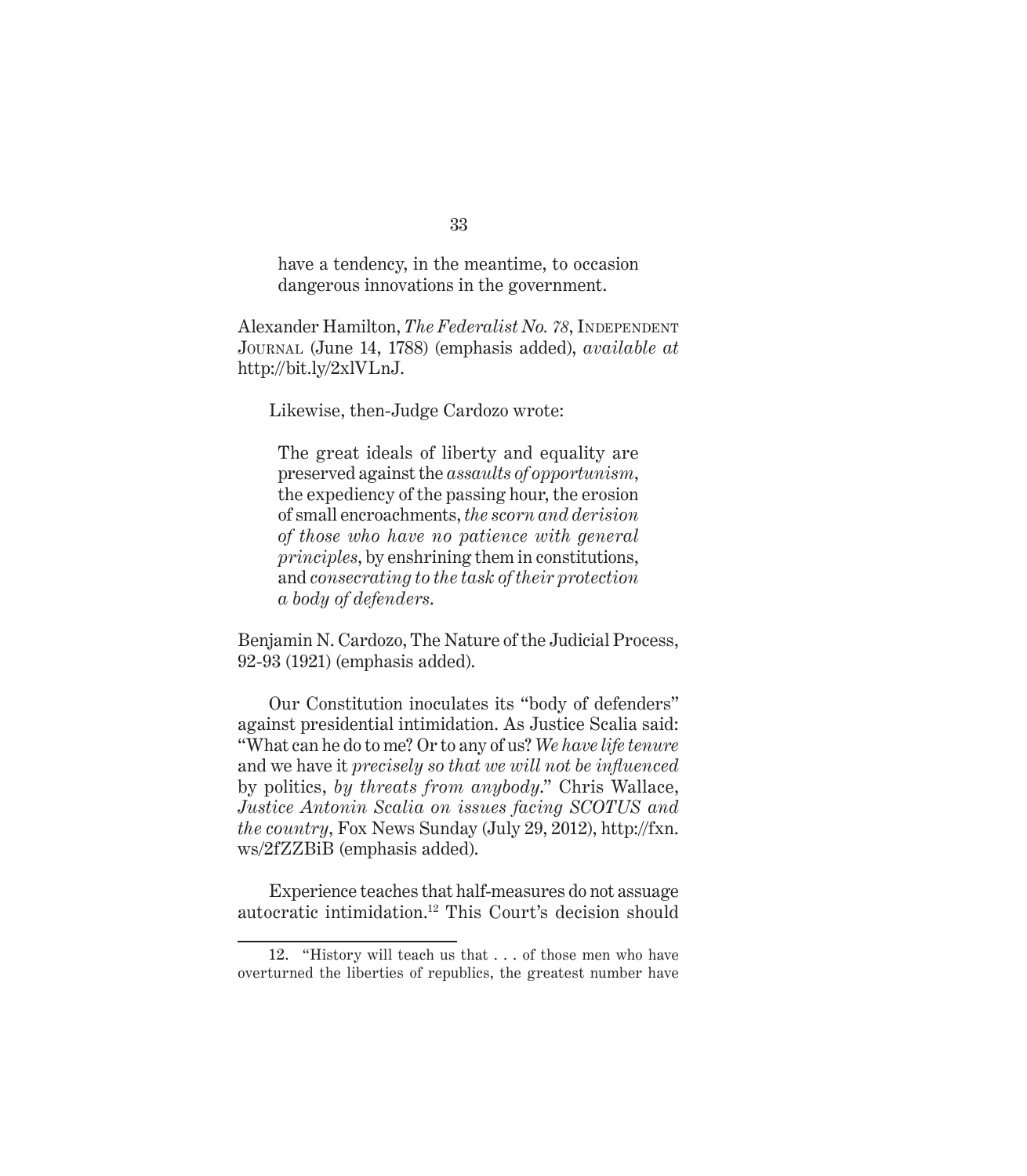> have a tendency, in the meantime, to occasion dangerous innovations in the government.

Alexander Hamilton, *The Federalist No. 78*, Independent Journal (June 14, 1788) (emphasis added), *available at* http://bit.ly/2xlVLnJ.

Likewise, then-Judge Cardozo wrote:

> The great ideals of liberty and equality are preserved against the *assaults of opportunism*, the expediency of the passing hour, the erosion of small encroachments, *the scorn and derision of those who have no patience with general principles*, by enshrining them in constitutions, and *consecrating to the task of their protection a body of defenders*.

Benjamin N. Cardozo, The Nature of the Judicial Process, 92-93 (1921) (emphasis added).

Our Constitution inoculates its "body of defenders" against presidential intimidation. As Justice Scalia said: "What can he do to me? Or to any of us? *We have life tenure* and we have it *precisely so that we will not be influenced* by politics, *by threats from anybody*." Chris Wallace, *Justice Antonin Scalia on issues facing SCOTUS and the country*, Fox News Sunday (July 29, 2012), http://fxn.ws/2fZZBiB (emphasis added).

Experience teaches that half-measures do not assuage autocratic intimidation.[12] This Court's decision should

---

12. "History will teach us that . . . of those men who have overturned the liberties of republics, the greatest number have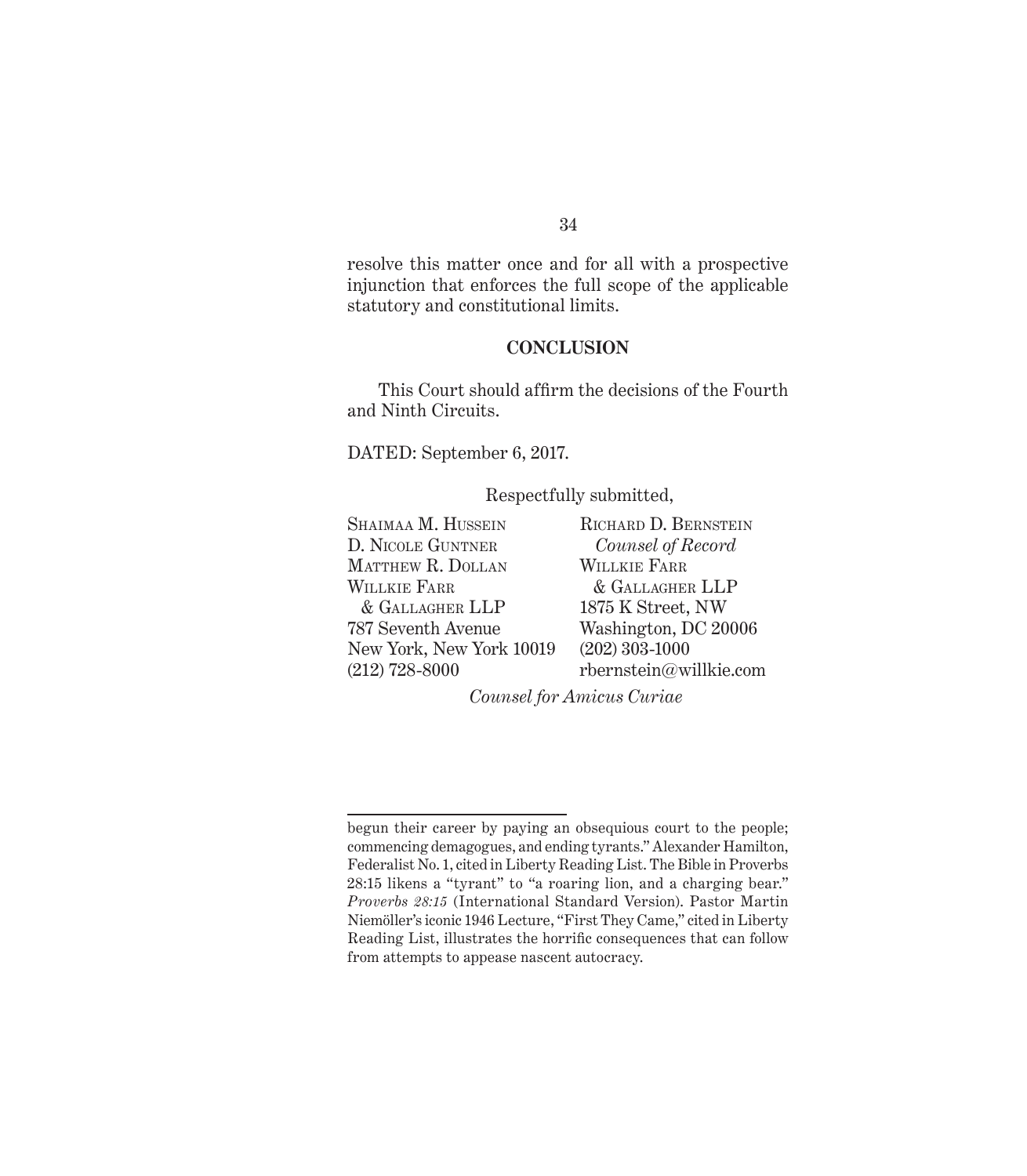resolve this matter once and for all with a prospective injunction that enforces the full scope of the applicable statutory and constitutional limits.

## CONCLUSION

This Court should affirm the decisions of the Fourth and Ninth Circuits.

DATED: September 6, 2017.

Respectfully submitted,

RICHARD D. BERNSTEIN
*Counsel of Record*
WILLKIE FARR & GALLAGHER LLP
1875 K Street, NW
Washington, DC 20006
(202) 303-1000
rbernstein@willkie.com

SHAIMAA M. HUSSEIN
D. NICOLE GUNTNER
MATTHEW R. DOLLAN
WILLKIE FARR & GALLAGHER LLP
787 Seventh Avenue
New York, New York 10019
(212) 728-8000

*Counsel for Amicus Curiae*

---

begun their career by paying an obsequious court to the people; commencing demagogues, and ending tyrants." Alexander Hamilton, Federalist No. 1, cited in Liberty Reading List. The Bible in Proverbs 28:15 likens a "tyrant" to "a roaring lion, and a charging bear." *Proverbs 28:15* (International Standard Version). Pastor Martin Niemöller's iconic 1946 Lecture, "First They Came," cited in Liberty Reading List, illustrates the horrific consequences that can follow from attempts to appease nascent autocracy.